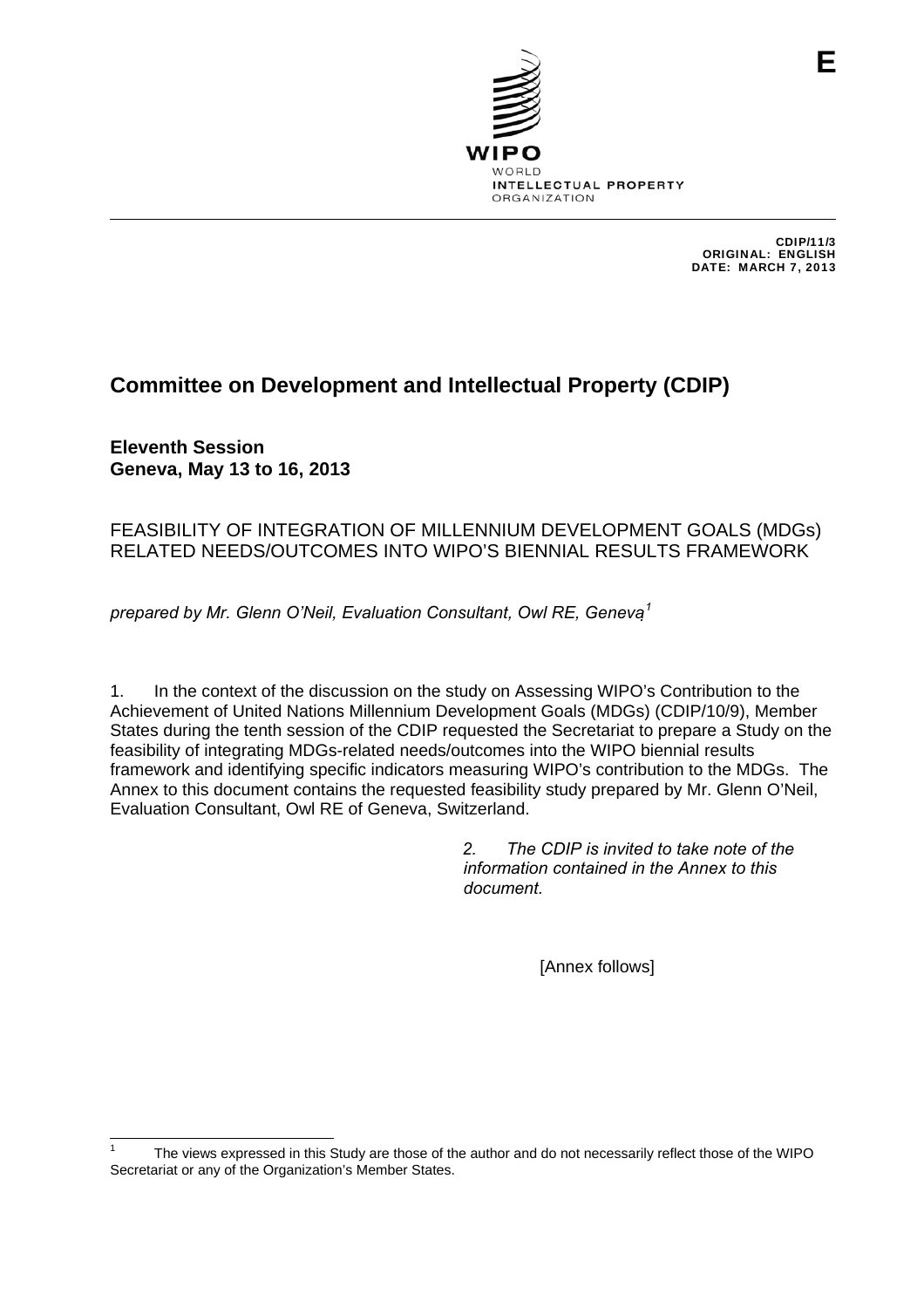E

WIPO
WORLD
INTELLECTUAL PROPERTY
ORGANIZATION

CDIP/11/3
ORIGINAL: ENGLISH
DATE: MARCH 7, 2013

# Committee on Development and Intellectual Property (CDIP)

**Eleventh Session**
**Geneva, May 13 to 16, 2013**

FEASIBILITY OF INTEGRATION OF MILLENNIUM DEVELOPMENT GOALS (MDGs) RELATED NEEDS/OUTCOMES INTO WIPO'S BIENNIAL RESULTS FRAMEWORK

*prepared by Mr. Glenn O'Neil, Evaluation Consultant, Owl RE, Geneva*[1]

1. In the context of the discussion on the study on Assessing WIPO's Contribution to the Achievement of United Nations Millennium Development Goals (MDGs) (CDIP/10/9), Member States during the tenth session of the CDIP requested the Secretariat to prepare a Study on the feasibility of integrating MDGs-related needs/outcomes into the WIPO biennial results framework and identifying specific indicators measuring WIPO's contribution to the MDGs. The Annex to this document contains the requested feasibility study prepared by Mr. Glenn O'Neil, Evaluation Consultant, Owl RE of Geneva, Switzerland.

*2. The CDIP is invited to take note of the information contained in the Annex to this document.*

[Annex follows]

[1] The views expressed in this Study are those of the author and do not necessarily reflect those of the WIPO Secretariat or any of the Organization's Member States.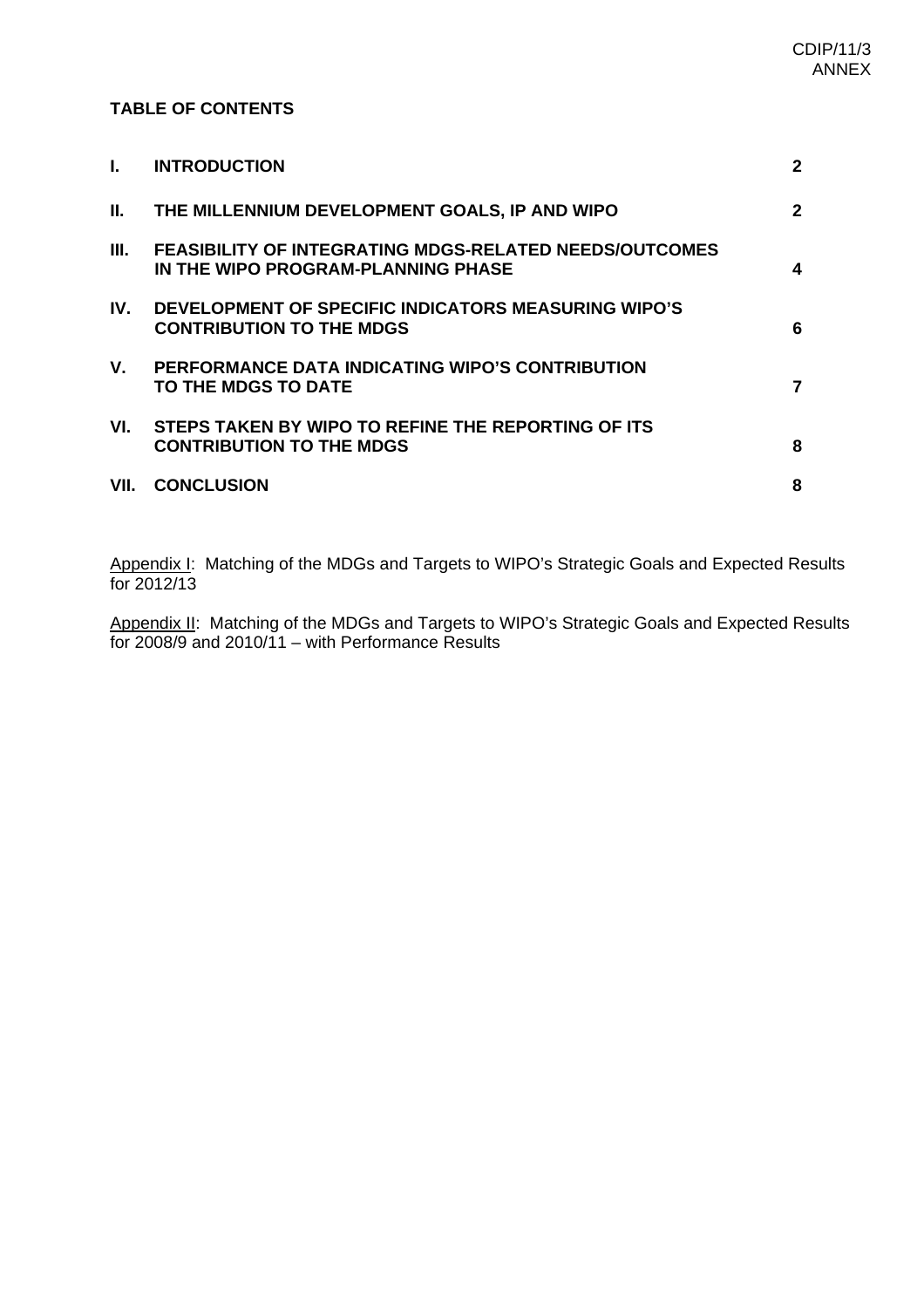**TABLE OF CONTENTS**

| | | |
|---|---|---|
| **I.** | **INTRODUCTION** | **2** |
| **II.** | **THE MILLENNIUM DEVELOPMENT GOALS, IP AND WIPO** | **2** |
| **III.** | **FEASIBILITY OF INTEGRATING MDGS-RELATED NEEDS/OUTCOMES IN THE WIPO PROGRAM-PLANNING PHASE** | **4** |
| **IV.** | **DEVELOPMENT OF SPECIFIC INDICATORS MEASURING WIPO'S CONTRIBUTION TO THE MDGS** | **6** |
| **V.** | **PERFORMANCE DATA INDICATING WIPO'S CONTRIBUTION TO THE MDGS TO DATE** | **7** |
| **VI.** | **STEPS TAKEN BY WIPO TO REFINE THE REPORTING OF ITS CONTRIBUTION TO THE MDGS** | **8** |
| **VII.** | **CONCLUSION** | **8** |

Appendix I: Matching of the MDGs and Targets to WIPO's Strategic Goals and Expected Results for 2012/13

Appendix II: Matching of the MDGs and Targets to WIPO's Strategic Goals and Expected Results for 2008/9 and 2010/11 – with Performance Results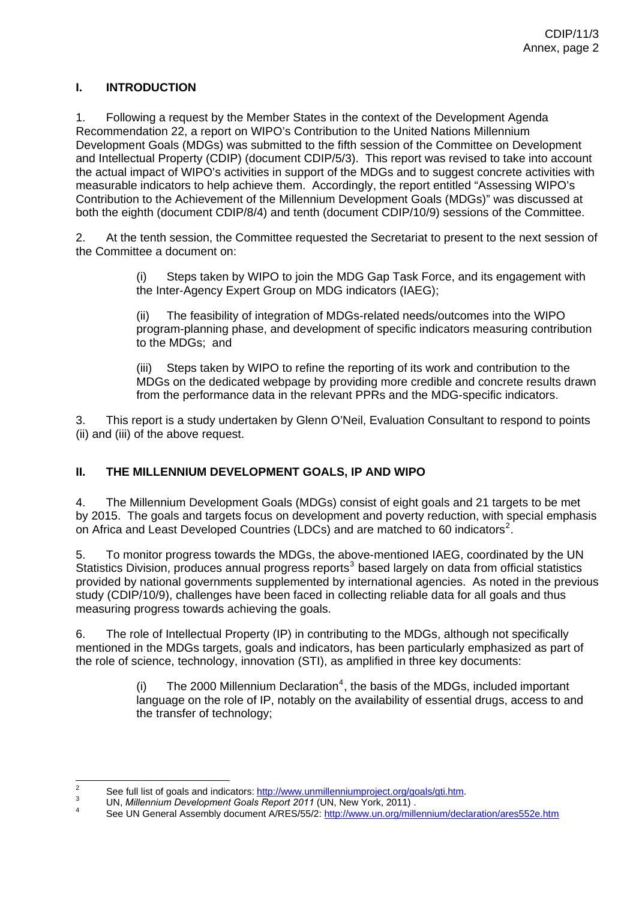## I. INTRODUCTION

1. Following a request by the Member States in the context of the Development Agenda Recommendation 22, a report on WIPO's Contribution to the United Nations Millennium Development Goals (MDGs) was submitted to the fifth session of the Committee on Development and Intellectual Property (CDIP) (document CDIP/5/3). This report was revised to take into account the actual impact of WIPO's activities in support of the MDGs and to suggest concrete activities with measurable indicators to help achieve them. Accordingly, the report entitled "Assessing WIPO's Contribution to the Achievement of the Millennium Development Goals (MDGs)" was discussed at both the eighth (document CDIP/8/4) and tenth (document CDIP/10/9) sessions of the Committee.

2. At the tenth session, the Committee requested the Secretariat to present to the next session of the Committee a document on:

> (i) Steps taken by WIPO to join the MDG Gap Task Force, and its engagement with the Inter-Agency Expert Group on MDG indicators (IAEG);
>
> (ii) The feasibility of integration of MDGs-related needs/outcomes into the WIPO program-planning phase, and development of specific indicators measuring contribution to the MDGs; and
>
> (iii) Steps taken by WIPO to refine the reporting of its work and contribution to the MDGs on the dedicated webpage by providing more credible and concrete results drawn from the performance data in the relevant PPRs and the MDG-specific indicators.

3. This report is a study undertaken by Glenn O'Neil, Evaluation Consultant to respond to points (ii) and (iii) of the above request.

## II. THE MILLENNIUM DEVELOPMENT GOALS, IP AND WIPO

4. The Millennium Development Goals (MDGs) consist of eight goals and 21 targets to be met by 2015. The goals and targets focus on development and poverty reduction, with special emphasis on Africa and Least Developed Countries (LDCs) and are matched to 60 indicators[2].

5. To monitor progress towards the MDGs, the above-mentioned IAEG, coordinated by the UN Statistics Division, produces annual progress reports[3] based largely on data from official statistics provided by national governments supplemented by international agencies. As noted in the previous study (CDIP/10/9), challenges have been faced in collecting reliable data for all goals and thus measuring progress towards achieving the goals.

6. The role of Intellectual Property (IP) in contributing to the MDGs, although not specifically mentioned in the MDGs targets, goals and indicators, has been particularly emphasized as part of the role of science, technology, innovation (STI), as amplified in three key documents:

> (i) The 2000 Millennium Declaration[4], the basis of the MDGs, included important language on the role of IP, notably on the availability of essential drugs, access to and the transfer of technology;

---

[2] See full list of goals and indicators: http://www.unmillenniumproject.org/goals/gti.htm.

[3] UN, *Millennium Development Goals Report 2011* (UN, New York, 2011) .

[4] See UN General Assembly document A/RES/55/2: http://www.un.org/millennium/declaration/ares552e.htm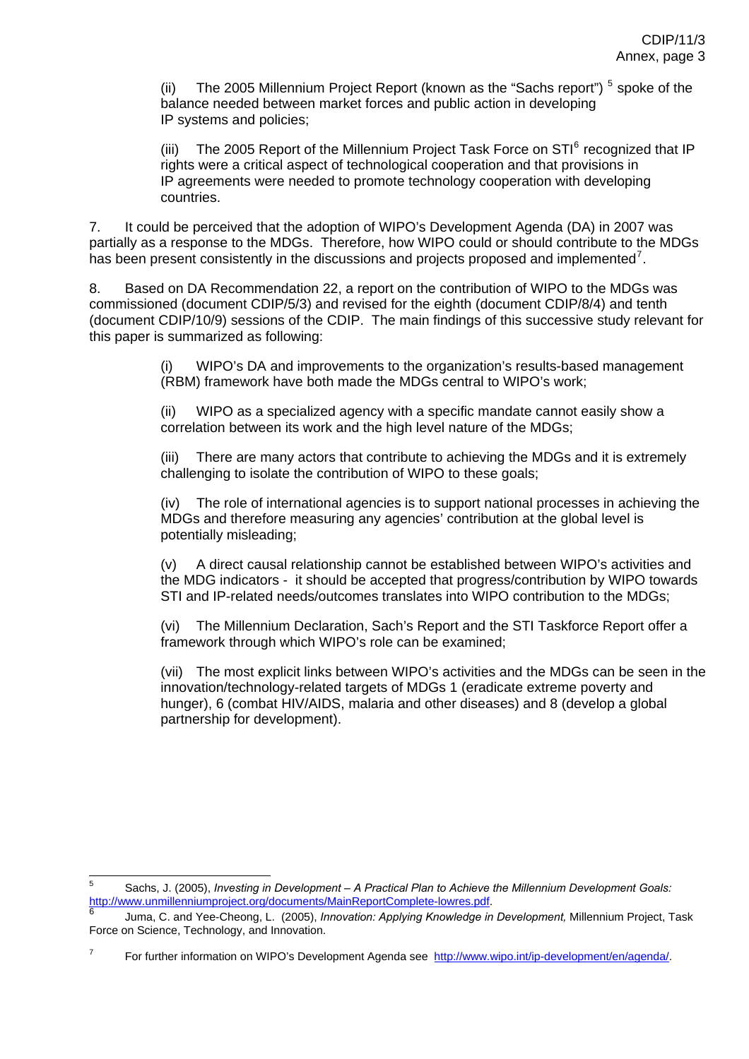(ii) The 2005 Millennium Project Report (known as the "Sachs report") [5] spoke of the balance needed between market forces and public action in developing IP systems and policies;

(iii) The 2005 Report of the Millennium Project Task Force on STI[6] recognized that IP rights were a critical aspect of technological cooperation and that provisions in IP agreements were needed to promote technology cooperation with developing countries.

7. It could be perceived that the adoption of WIPO's Development Agenda (DA) in 2007 was partially as a response to the MDGs. Therefore, how WIPO could or should contribute to the MDGs has been present consistently in the discussions and projects proposed and implemented[7].

8. Based on DA Recommendation 22, a report on the contribution of WIPO to the MDGs was commissioned (document CDIP/5/3) and revised for the eighth (document CDIP/8/4) and tenth (document CDIP/10/9) sessions of the CDIP. The main findings of this successive study relevant for this paper is summarized as following:

(i) WIPO's DA and improvements to the organization's results-based management (RBM) framework have both made the MDGs central to WIPO's work;

(ii) WIPO as a specialized agency with a specific mandate cannot easily show a correlation between its work and the high level nature of the MDGs;

(iii) There are many actors that contribute to achieving the MDGs and it is extremely challenging to isolate the contribution of WIPO to these goals;

(iv) The role of international agencies is to support national processes in achieving the MDGs and therefore measuring any agencies' contribution at the global level is potentially misleading;

(v) A direct causal relationship cannot be established between WIPO's activities and the MDG indicators - it should be accepted that progress/contribution by WIPO towards STI and IP-related needs/outcomes translates into WIPO contribution to the MDGs;

(vi) The Millennium Declaration, Sach's Report and the STI Taskforce Report offer a framework through which WIPO's role can be examined;

(vii) The most explicit links between WIPO's activities and the MDGs can be seen in the innovation/technology-related targets of MDGs 1 (eradicate extreme poverty and hunger), 6 (combat HIV/AIDS, malaria and other diseases) and 8 (develop a global partnership for development).

---

[5] Sachs, J. (2005), *Investing in Development – A Practical Plan to Achieve the Millennium Development Goals:* http://www.unmillenniumproject.org/documents/MainReportComplete-lowres.pdf.

[6] Juma, C. and Yee-Cheong, L. (2005), *Innovation: Applying Knowledge in Development,* Millennium Project, Task Force on Science, Technology, and Innovation.

[7] For further information on WIPO's Development Agenda see http://www.wipo.int/ip-development/en/agenda/.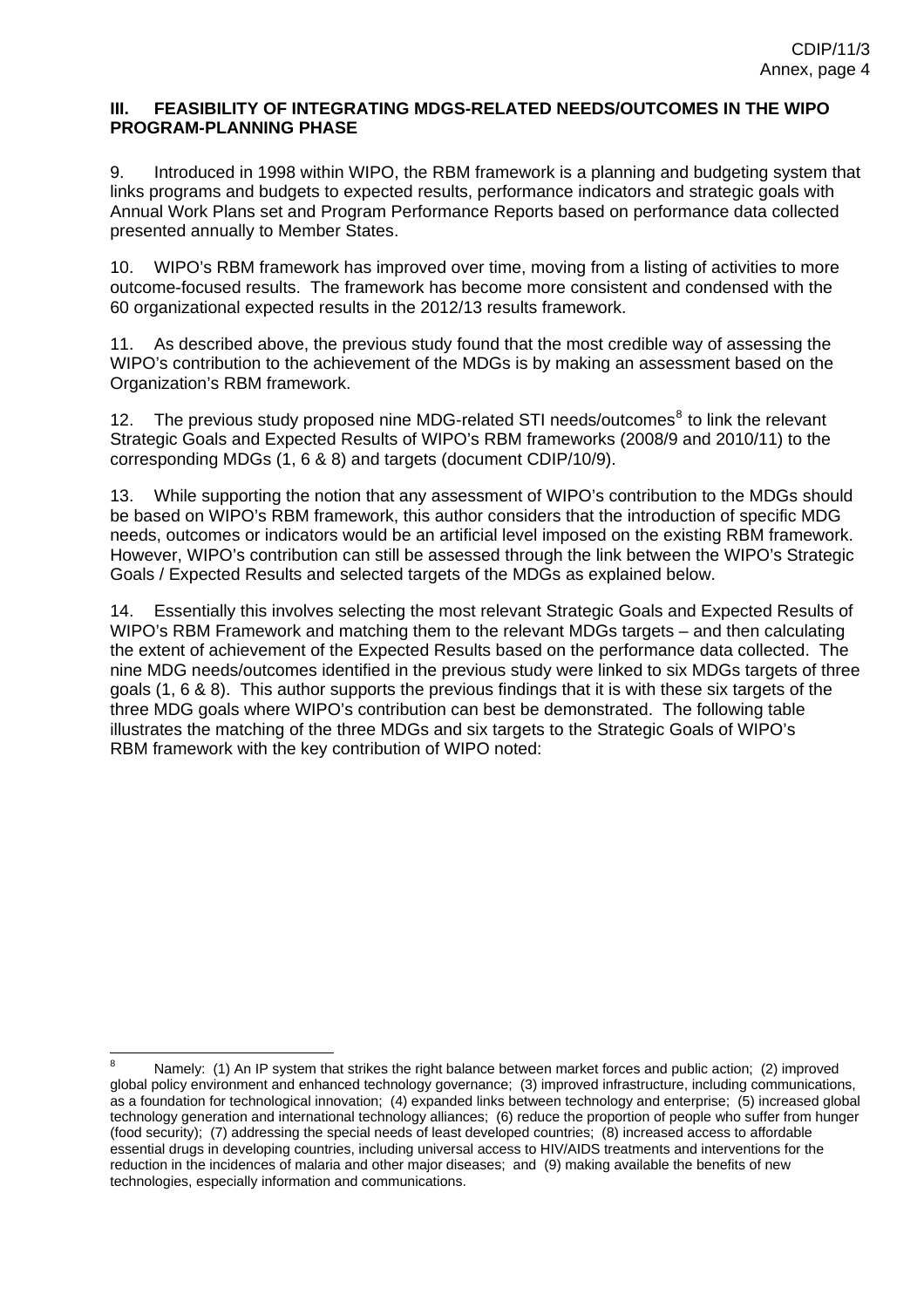### III. FEASIBILITY OF INTEGRATING MDGS-RELATED NEEDS/OUTCOMES IN THE WIPO PROGRAM-PLANNING PHASE

9. Introduced in 1998 within WIPO, the RBM framework is a planning and budgeting system that links programs and budgets to expected results, performance indicators and strategic goals with Annual Work Plans set and Program Performance Reports based on performance data collected presented annually to Member States.

10. WIPO's RBM framework has improved over time, moving from a listing of activities to more outcome-focused results. The framework has become more consistent and condensed with the 60 organizational expected results in the 2012/13 results framework.

11. As described above, the previous study found that the most credible way of assessing the WIPO's contribution to the achievement of the MDGs is by making an assessment based on the Organization's RBM framework.

12. The previous study proposed nine MDG-related STI needs/outcomes[8] to link the relevant Strategic Goals and Expected Results of WIPO's RBM frameworks (2008/9 and 2010/11) to the corresponding MDGs (1, 6 & 8) and targets (document CDIP/10/9).

13. While supporting the notion that any assessment of WIPO's contribution to the MDGs should be based on WIPO's RBM framework, this author considers that the introduction of specific MDG needs, outcomes or indicators would be an artificial level imposed on the existing RBM framework. However, WIPO's contribution can still be assessed through the link between the WIPO's Strategic Goals / Expected Results and selected targets of the MDGs as explained below.

14. Essentially this involves selecting the most relevant Strategic Goals and Expected Results of WIPO's RBM Framework and matching them to the relevant MDGs targets – and then calculating the extent of achievement of the Expected Results based on the performance data collected. The nine MDG needs/outcomes identified in the previous study were linked to six MDGs targets of three goals (1, 6 & 8). This author supports the previous findings that it is with these six targets of the three MDG goals where WIPO's contribution can best be demonstrated. The following table illustrates the matching of the three MDGs and six targets to the Strategic Goals of WIPO's RBM framework with the key contribution of WIPO noted:

[8] Namely: (1) An IP system that strikes the right balance between market forces and public action; (2) improved global policy environment and enhanced technology governance; (3) improved infrastructure, including communications, as a foundation for technological innovation; (4) expanded links between technology and enterprise; (5) increased global technology generation and international technology alliances; (6) reduce the proportion of people who suffer from hunger (food security); (7) addressing the special needs of least developed countries; (8) increased access to affordable essential drugs in developing countries, including universal access to HIV/AIDS treatments and interventions for the reduction in the incidences of malaria and other major diseases; and (9) making available the benefits of new technologies, especially information and communications.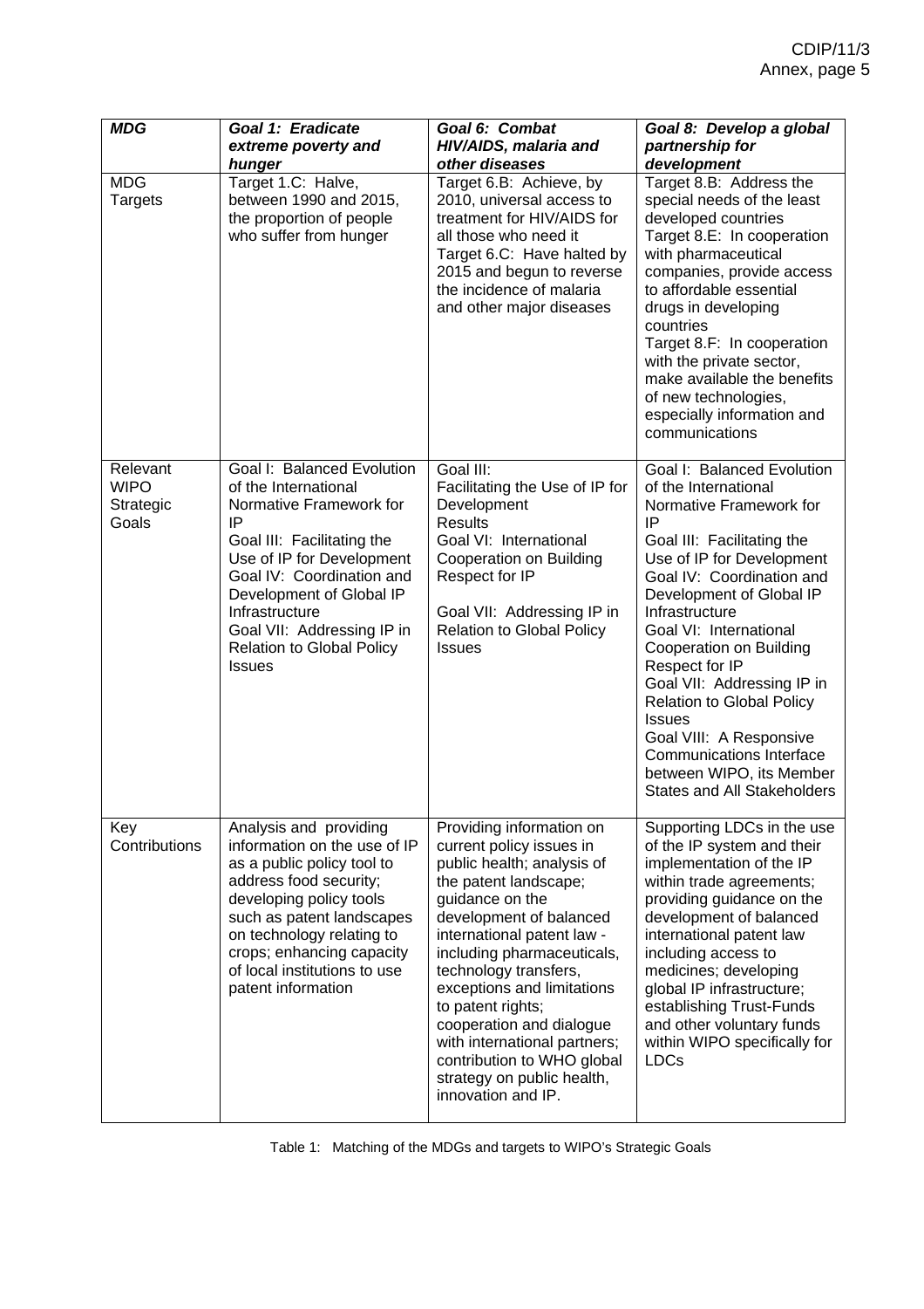| ***MDG*** | ***Goal 1: Eradicate extreme poverty and hunger*** | ***Goal 6: Combat HIV/AIDS, malaria and other diseases*** | ***Goal 8: Develop a global partnership for development*** |
|---|---|---|---|
| MDG Targets | Target 1.C: Halve, between 1990 and 2015, the proportion of people who suffer from hunger | Target 6.B: Achieve, by 2010, universal access to treatment for HIV/AIDS for all those who need it<br>Target 6.C: Have halted by 2015 and begun to reverse the incidence of malaria and other major diseases | Target 8.B: Address the special needs of the least developed countries<br>Target 8.E: In cooperation with pharmaceutical companies, provide access to affordable essential drugs in developing countries<br>Target 8.F: In cooperation with the private sector, make available the benefits of new technologies, especially information and communications |
| Relevant WIPO Strategic Goals | Goal I: Balanced Evolution of the International Normative Framework for IP<br>Goal III: Facilitating the Use of IP for Development<br>Goal IV: Coordination and Development of Global IP Infrastructure<br>Goal VII: Addressing IP in Relation to Global Policy Issues | Goal III: Facilitating the Use of IP for Development Results<br>Goal VI: International Cooperation on Building Respect for IP<br><br>Goal VII: Addressing IP in Relation to Global Policy Issues | Goal I: Balanced Evolution of the International Normative Framework for IP<br>Goal III: Facilitating the Use of IP for Development<br>Goal IV: Coordination and Development of Global IP Infrastructure<br>Goal VI: International Cooperation on Building Respect for IP<br>Goal VII: Addressing IP in Relation to Global Policy Issues<br>Goal VIII: A Responsive Communications Interface between WIPO, its Member States and All Stakeholders |
| Key Contributions | Analysis and providing information on the use of IP as a public policy tool to address food security; developing policy tools such as patent landscapes on technology relating to crops; enhancing capacity of local institutions to use patent information | Providing information on current policy issues in public health; analysis of the patent landscape; guidance on the development of balanced international patent law - including pharmaceuticals, technology transfers, exceptions and limitations to patent rights; cooperation and dialogue with international partners; contribution to WHO global strategy on public health, innovation and IP. | Supporting LDCs in the use of the IP system and their implementation of the IP within trade agreements; providing guidance on the development of balanced international patent law including access to medicines; developing global IP infrastructure; establishing Trust-Funds and other voluntary funds within WIPO specifically for LDCs |

Table 1: Matching of the MDGs and targets to WIPO's Strategic Goals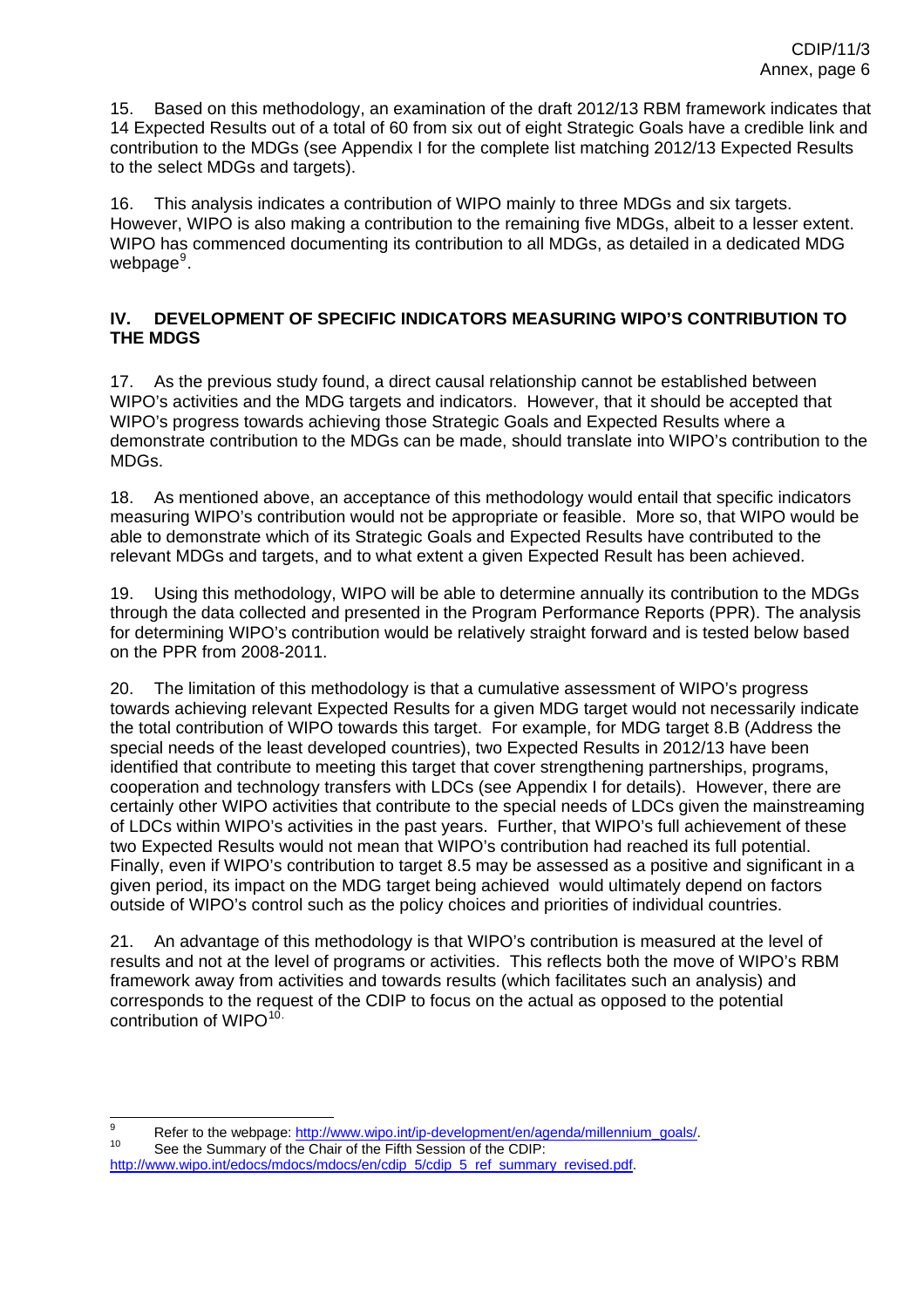15. Based on this methodology, an examination of the draft 2012/13 RBM framework indicates that 14 Expected Results out of a total of 60 from six out of eight Strategic Goals have a credible link and contribution to the MDGs (see Appendix I for the complete list matching 2012/13 Expected Results to the select MDGs and targets).

16. This analysis indicates a contribution of WIPO mainly to three MDGs and six targets. However, WIPO is also making a contribution to the remaining five MDGs, albeit to a lesser extent. WIPO has commenced documenting its contribution to all MDGs, as detailed in a dedicated MDG webpage[9].

## IV. DEVELOPMENT OF SPECIFIC INDICATORS MEASURING WIPO'S CONTRIBUTION TO THE MDGS

17. As the previous study found, a direct causal relationship cannot be established between WIPO's activities and the MDG targets and indicators. However, that it should be accepted that WIPO's progress towards achieving those Strategic Goals and Expected Results where a demonstrate contribution to the MDGs can be made, should translate into WIPO's contribution to the MDGs.

18. As mentioned above, an acceptance of this methodology would entail that specific indicators measuring WIPO's contribution would not be appropriate or feasible. More so, that WIPO would be able to demonstrate which of its Strategic Goals and Expected Results have contributed to the relevant MDGs and targets, and to what extent a given Expected Result has been achieved.

19. Using this methodology, WIPO will be able to determine annually its contribution to the MDGs through the data collected and presented in the Program Performance Reports (PPR). The analysis for determining WIPO's contribution would be relatively straight forward and is tested below based on the PPR from 2008-2011.

20. The limitation of this methodology is that a cumulative assessment of WIPO's progress towards achieving relevant Expected Results for a given MDG target would not necessarily indicate the total contribution of WIPO towards this target. For example, for MDG target 8.B (Address the special needs of the least developed countries), two Expected Results in 2012/13 have been identified that contribute to meeting this target that cover strengthening partnerships, programs, cooperation and technology transfers with LDCs (see Appendix I for details). However, there are certainly other WIPO activities that contribute to the special needs of LDCs given the mainstreaming of LDCs within WIPO's activities in the past years. Further, that WIPO's full achievement of these two Expected Results would not mean that WIPO's contribution had reached its full potential. Finally, even if WIPO's contribution to target 8.5 may be assessed as a positive and significant in a given period, its impact on the MDG target being achieved would ultimately depend on factors outside of WIPO's control such as the policy choices and priorities of individual countries.

21. An advantage of this methodology is that WIPO's contribution is measured at the level of results and not at the level of programs or activities. This reflects both the move of WIPO's RBM framework away from activities and towards results (which facilitates such an analysis) and corresponds to the request of the CDIP to focus on the actual as opposed to the potential contribution of WIPO[10].

---

[9] Refer to the webpage: http://www.wipo.int/ip-development/en/agenda/millennium_goals/.

[10] See the Summary of the Chair of the Fifth Session of the CDIP: http://www.wipo.int/edocs/mdocs/mdocs/en/cdip_5/cdip_5_ref_summary_revised.pdf.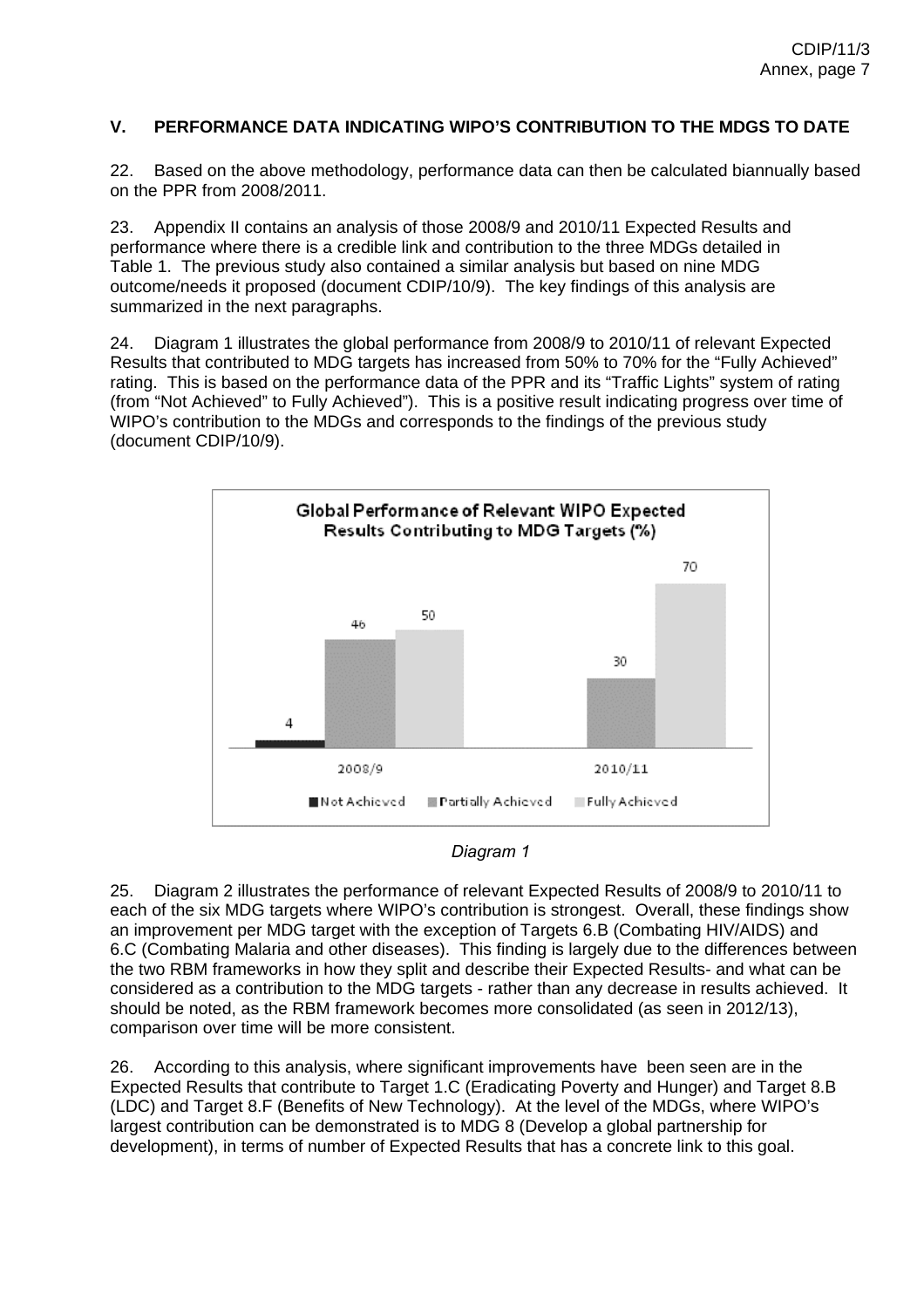## V. PERFORMANCE DATA INDICATING WIPO'S CONTRIBUTION TO THE MDGS TO DATE

22. Based on the above methodology, performance data can then be calculated biannually based on the PPR from 2008/2011.

23. Appendix II contains an analysis of those 2008/9 and 2010/11 Expected Results and performance where there is a credible link and contribution to the three MDGs detailed in Table 1. The previous study also contained a similar analysis but based on nine MDG outcome/needs it proposed (document CDIP/10/9). The key findings of this analysis are summarized in the next paragraphs.

24. Diagram 1 illustrates the global performance from 2008/9 to 2010/11 of relevant Expected Results that contributed to MDG targets has increased from 50% to 70% for the "Fully Achieved" rating. This is based on the performance data of the PPR and its "Traffic Lights" system of rating (from "Not Achieved" to Fully Achieved"). This is a positive result indicating progress over time of WIPO's contribution to the MDGs and corresponds to the findings of the previous study (document CDIP/10/9).

**Global Performance of Relevant WIPO Expected Results Contributing to MDG Targets (%)**

| | Not Achieved | Partially Achieved | Fully Achieved |
|---|---|---|---|
| 2008/9 | 4 | 46 | 50 |
| 2010/11 | | 30 | 70 |

*Diagram 1*

25. Diagram 2 illustrates the performance of relevant Expected Results of 2008/9 to 2010/11 to each of the six MDG targets where WIPO's contribution is strongest. Overall, these findings show an improvement per MDG target with the exception of Targets 6.B (Combating HIV/AIDS) and 6.C (Combating Malaria and other diseases). This finding is largely due to the differences between the two RBM frameworks in how they split and describe their Expected Results- and what can be considered as a contribution to the MDG targets - rather than any decrease in results achieved. It should be noted, as the RBM framework becomes more consolidated (as seen in 2012/13), comparison over time will be more consistent.

26. According to this analysis, where significant improvements have been seen are in the Expected Results that contribute to Target 1.C (Eradicating Poverty and Hunger) and Target 8.B (LDC) and Target 8.F (Benefits of New Technology). At the level of the MDGs, where WIPO's largest contribution can be demonstrated is to MDG 8 (Develop a global partnership for development), in terms of number of Expected Results that has a concrete link to this goal.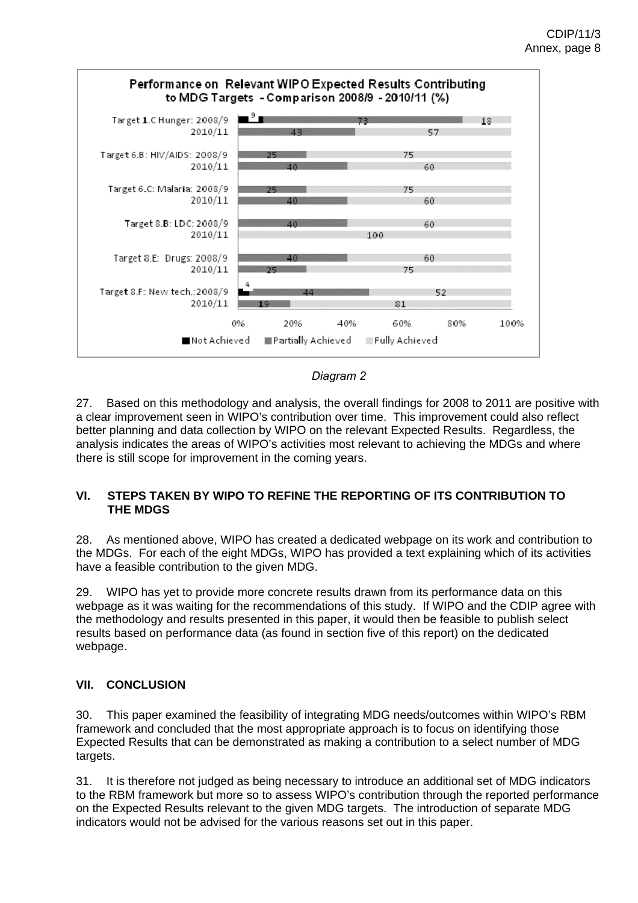**Performance on Relevant WIPO Expected Results Contributing to MDG Targets - Comparison 2008/9 - 2010/11 (%)**

| Target | Period | Not Achieved | Partially Achieved | Fully Achieved |
|---|---|---|---|---|
| Target 1.C Hunger | 2008/9 | 9 | 73 | 18 |
| | 2010/11 | | 43 | 57 |
| Target 6.B: HIV/AIDS | 2008/9 | | 25 | 75 |
| | 2010/11 | | 40 | 60 |
| Target 6.C: Malaria | 2008/9 | | 25 | 75 |
| | 2010/11 | | 40 | 60 |
| Target 8.B: LDC | 2008/9 | | 40 | 60 |
| | 2010/11 | | | 100 |
| Target 8.E: Drugs | 2008/9 | | 40 | 60 |
| | 2010/11 | | 25 | 75 |
| Target 8.F: New tech. | 2008/9 | 4 | 44 | 52 |
| | 2010/11 | | 19 | 81 |

*Diagram 2*

27. Based on this methodology and analysis, the overall findings for 2008 to 2011 are positive with a clear improvement seen in WIPO's contribution over time. This improvement could also reflect better planning and data collection by WIPO on the relevant Expected Results. Regardless, the analysis indicates the areas of WIPO's activities most relevant to achieving the MDGs and where there is still scope for improvement in the coming years.

## VI. STEPS TAKEN BY WIPO TO REFINE THE REPORTING OF ITS CONTRIBUTION TO THE MDGS

28. As mentioned above, WIPO has created a dedicated webpage on its work and contribution to the MDGs. For each of the eight MDGs, WIPO has provided a text explaining which of its activities have a feasible contribution to the given MDG.

29. WIPO has yet to provide more concrete results drawn from its performance data on this webpage as it was waiting for the recommendations of this study. If WIPO and the CDIP agree with the methodology and results presented in this paper, it would then be feasible to publish select results based on performance data (as found in section five of this report) on the dedicated webpage.

## VII. CONCLUSION

30. This paper examined the feasibility of integrating MDG needs/outcomes within WIPO's RBM framework and concluded that the most appropriate approach is to focus on identifying those Expected Results that can be demonstrated as making a contribution to a select number of MDG targets.

31. It is therefore not judged as being necessary to introduce an additional set of MDG indicators to the RBM framework but more so to assess WIPO's contribution through the reported performance on the Expected Results relevant to the given MDG targets. The introduction of separate MDG indicators would not be advised for the various reasons set out in this paper.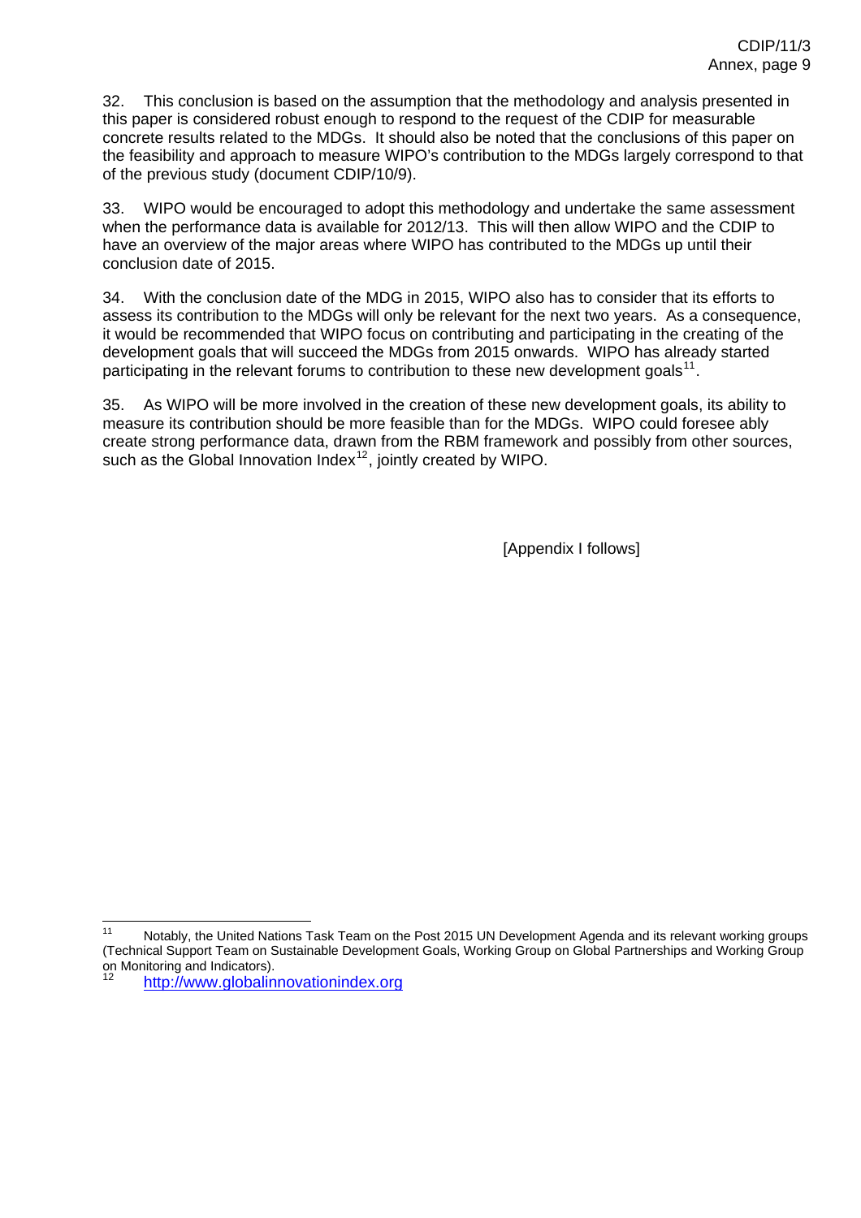32. This conclusion is based on the assumption that the methodology and analysis presented in this paper is considered robust enough to respond to the request of the CDIP for measurable concrete results related to the MDGs. It should also be noted that the conclusions of this paper on the feasibility and approach to measure WIPO's contribution to the MDGs largely correspond to that of the previous study (document CDIP/10/9).

33. WIPO would be encouraged to adopt this methodology and undertake the same assessment when the performance data is available for 2012/13. This will then allow WIPO and the CDIP to have an overview of the major areas where WIPO has contributed to the MDGs up until their conclusion date of 2015.

34. With the conclusion date of the MDG in 2015, WIPO also has to consider that its efforts to assess its contribution to the MDGs will only be relevant for the next two years. As a consequence, it would be recommended that WIPO focus on contributing and participating in the creating of the development goals that will succeed the MDGs from 2015 onwards. WIPO has already started participating in the relevant forums to contribution to these new development goals[11].

35. As WIPO will be more involved in the creation of these new development goals, its ability to measure its contribution should be more feasible than for the MDGs. WIPO could foresee ably create strong performance data, drawn from the RBM framework and possibly from other sources, such as the Global Innovation Index[12], jointly created by WIPO.

[Appendix I follows]

---

[11] Notably, the United Nations Task Team on the Post 2015 UN Development Agenda and its relevant working groups (Technical Support Team on Sustainable Development Goals, Working Group on Global Partnerships and Working Group on Monitoring and Indicators).

[12] http://www.globalinnovationindex.org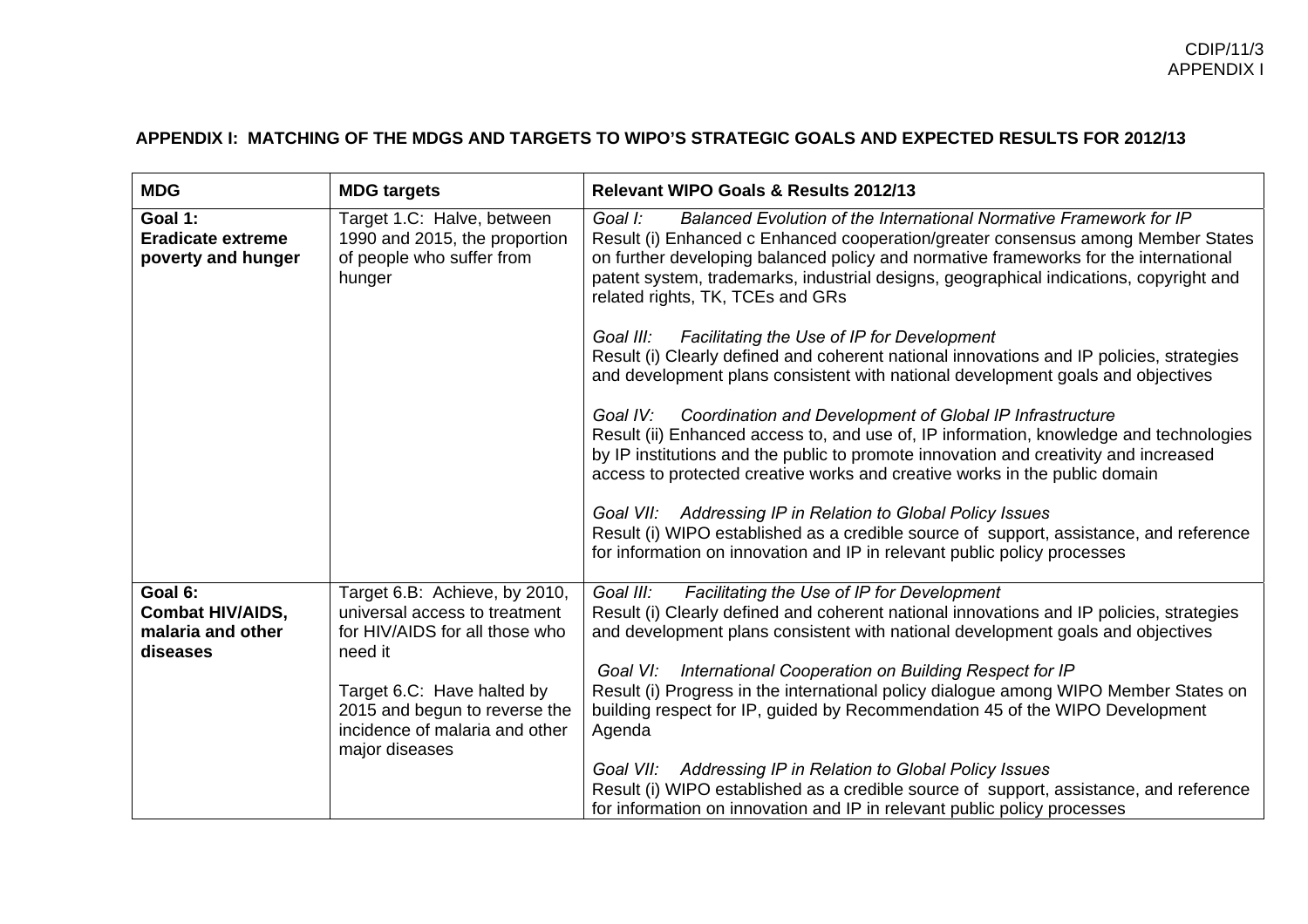**APPENDIX I: MATCHING OF THE MDGS AND TARGETS TO WIPO'S STRATEGIC GOALS AND EXPECTED RESULTS FOR 2012/13**

| MDG | MDG targets | Relevant WIPO Goals & Results 2012/13 |
|---|---|---|
| **Goal 1:** **Eradicate extreme poverty and hunger** | Target 1.C: Halve, between 1990 and 2015, the proportion of people who suffer from hunger | *Goal I: Balanced Evolution of the International Normative Framework for IP* Result (i) Enhanced c Enhanced cooperation/greater consensus among Member States on further developing balanced policy and normative frameworks for the international patent system, trademarks, industrial designs, geographical indications, copyright and related rights, TK, TCEs and GRs<br><br>*Goal III: Facilitating the Use of IP for Development* Result (i) Clearly defined and coherent national innovations and IP policies, strategies and development plans consistent with national development goals and objectives<br><br>*Goal IV: Coordination and Development of Global IP Infrastructure* Result (ii) Enhanced access to, and use of, IP information, knowledge and technologies by IP institutions and the public to promote innovation and creativity and increased access to protected creative works and creative works in the public domain<br><br>*Goal VII: Addressing IP in Relation to Global Policy Issues* Result (i) WIPO established as a credible source of support, assistance, and reference for information on innovation and IP in relevant public policy processes |
| **Goal 6:** **Combat HIV/AIDS, malaria and other diseases** | Target 6.B: Achieve, by 2010, universal access to treatment for HIV/AIDS for all those who need it<br><br>Target 6.C: Have halted by 2015 and begun to reverse the incidence of malaria and other major diseases | *Goal III: Facilitating the Use of IP for Development* Result (i) Clearly defined and coherent national innovations and IP policies, strategies and development plans consistent with national development goals and objectives<br><br>*Goal VI: International Cooperation on Building Respect for IP* Result (i) Progress in the international policy dialogue among WIPO Member States on building respect for IP, guided by Recommendation 45 of the WIPO Development Agenda<br><br>*Goal VII: Addressing IP in Relation to Global Policy Issues* Result (i) WIPO established as a credible source of support, assistance, and reference for information on innovation and IP in relevant public policy processes |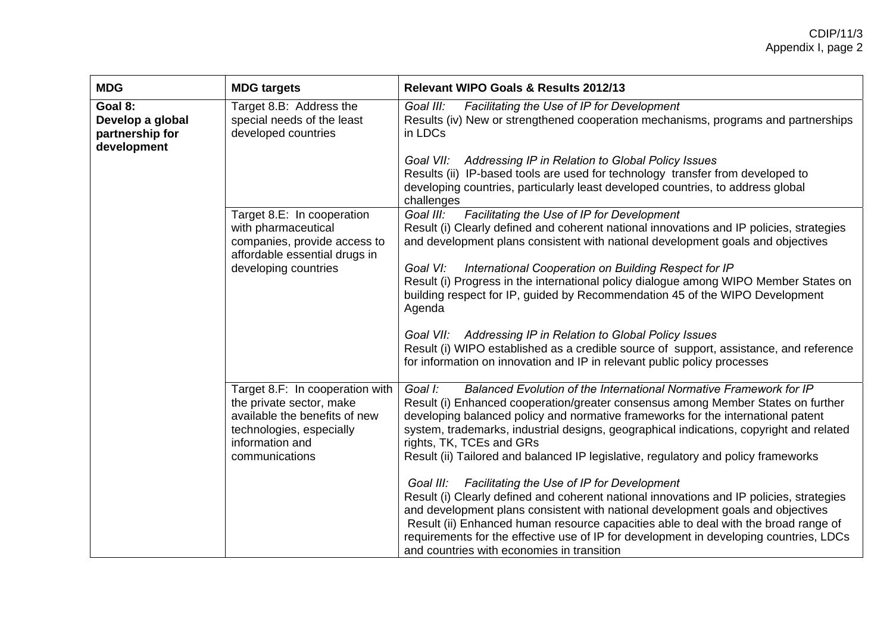| MDG | MDG targets | Relevant WIPO Goals & Results 2012/13 |
|---|---|---|
| **Goal 8: Develop a global partnership for development** | Target 8.B: Address the special needs of the least developed countries | *Goal III: Facilitating the Use of IP for Development*<br>Results (iv) New or strengthened cooperation mechanisms, programs and partnerships in LDCs<br><br>*Goal VII: Addressing IP in Relation to Global Policy Issues*<br>Results (ii) IP-based tools are used for technology transfer from developed to developing countries, particularly least developed countries, to address global challenges |
| | Target 8.E: In cooperation with pharmaceutical companies, provide access to affordable essential drugs in developing countries | *Goal III: Facilitating the Use of IP for Development*<br>Result (i) Clearly defined and coherent national innovations and IP policies, strategies and development plans consistent with national development goals and objectives<br><br>*Goal VI: International Cooperation on Building Respect for IP*<br>Result (i) Progress in the international policy dialogue among WIPO Member States on building respect for IP, guided by Recommendation 45 of the WIPO Development Agenda<br><br>*Goal VII: Addressing IP in Relation to Global Policy Issues*<br>Result (i) WIPO established as a credible source of support, assistance, and reference for information on innovation and IP in relevant public policy processes |
| | Target 8.F: In cooperation with the private sector, make available the benefits of new technologies, especially information and communications | *Goal I: Balanced Evolution of the International Normative Framework for IP*<br>Result (i) Enhanced cooperation/greater consensus among Member States on further developing balanced policy and normative frameworks for the international patent system, trademarks, industrial designs, geographical indications, copyright and related rights, TK, TCEs and GRs<br>Result (ii) Tailored and balanced IP legislative, regulatory and policy frameworks<br><br>*Goal III: Facilitating the Use of IP for Development*<br>Result (i) Clearly defined and coherent national innovations and IP policies, strategies and development plans consistent with national development goals and objectives<br>Result (ii) Enhanced human resource capacities able to deal with the broad range of requirements for the effective use of IP for development in developing countries, LDCs and countries with economies in transition |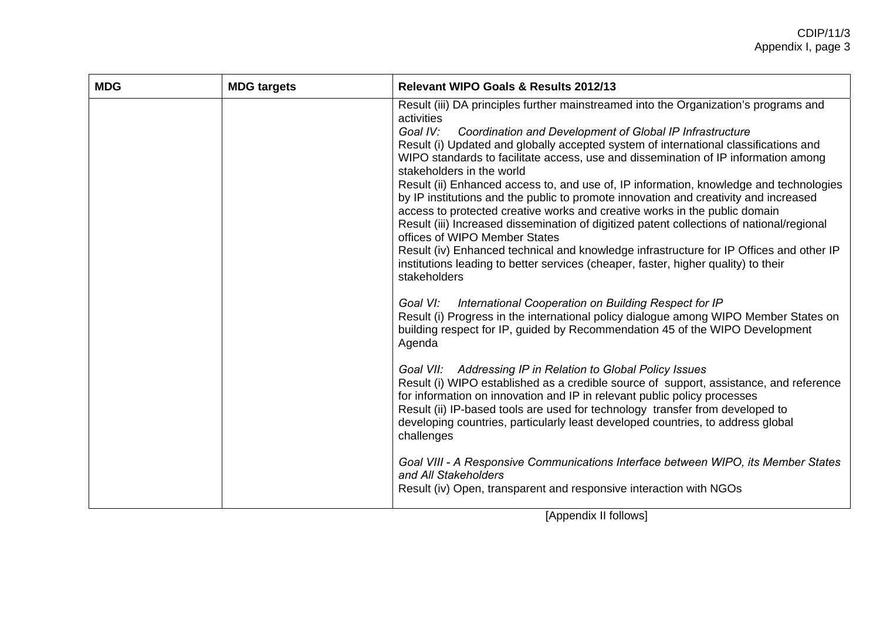| MDG | MDG targets | Relevant WIPO Goals & Results 2012/13 |
|---|---|---|
| | | Result (iii) DA principles further mainstreamed into the Organization's programs and activities<br>*Goal IV: Coordination and Development of Global IP Infrastructure*<br>Result (i) Updated and globally accepted system of international classifications and WIPO standards to facilitate access, use and dissemination of IP information among stakeholders in the world<br>Result (ii) Enhanced access to, and use of, IP information, knowledge and technologies by IP institutions and the public to promote innovation and creativity and increased access to protected creative works and creative works in the public domain<br>Result (iii) Increased dissemination of digitized patent collections of national/regional offices of WIPO Member States<br>Result (iv) Enhanced technical and knowledge infrastructure for IP Offices and other IP institutions leading to better services (cheaper, faster, higher quality) to their stakeholders<br><br>*Goal VI: International Cooperation on Building Respect for IP*<br>Result (i) Progress in the international policy dialogue among WIPO Member States on building respect for IP, guided by Recommendation 45 of the WIPO Development Agenda<br><br>*Goal VII: Addressing IP in Relation to Global Policy Issues*<br>Result (i) WIPO established as a credible source of support, assistance, and reference for information on innovation and IP in relevant public policy processes<br>Result (ii) IP-based tools are used for technology transfer from developed to developing countries, particularly least developed countries, to address global challenges<br><br>*Goal VIII - A Responsive Communications Interface between WIPO, its Member States and All Stakeholders*<br>Result (iv) Open, transparent and responsive interaction with NGOs |

[Appendix II follows]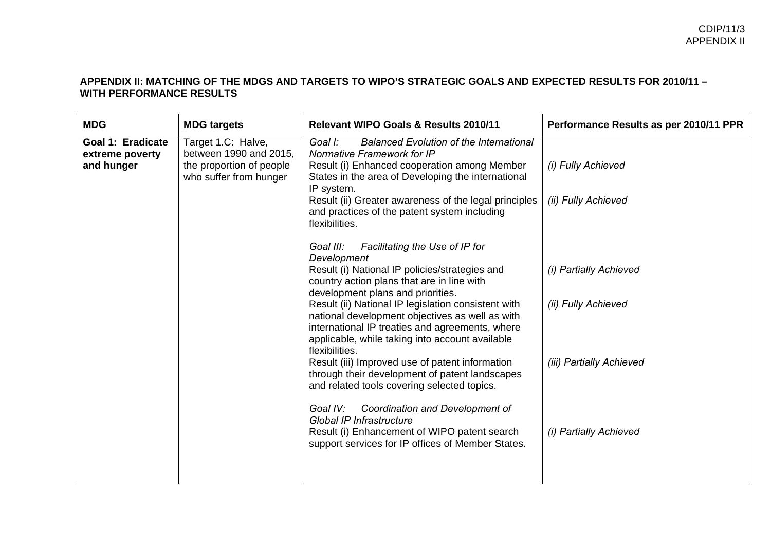**APPENDIX II: MATCHING OF THE MDGS AND TARGETS TO WIPO'S STRATEGIC GOALS AND EXPECTED RESULTS FOR 2010/11 – WITH PERFORMANCE RESULTS**

| MDG | MDG targets | Relevant WIPO Goals & Results 2010/11 | Performance Results as per 2010/11 PPR |
|---|---|---|---|
| **Goal 1: Eradicate extreme poverty and hunger** | Target 1.C: Halve, between 1990 and 2015, the proportion of people who suffer from hunger | *Goal I: Balanced Evolution of the International Normative Framework for IP* | |
| | | Result (i) Enhanced cooperation among Member States in the area of Developing the international IP system. | *(i) Fully Achieved* |
| | | Result (ii) Greater awareness of the legal principles and practices of the patent system including flexibilities. | *(ii) Fully Achieved* |
| | | *Goal III: Facilitating the Use of IP for Development* | |
| | | Result (i) National IP policies/strategies and country action plans that are in line with development plans and priorities. | *(i) Partially Achieved* |
| | | Result (ii) National IP legislation consistent with national development objectives as well as with international IP treaties and agreements, where applicable, while taking into account available flexibilities. | *(ii) Fully Achieved* |
| | | Result (iii) Improved use of patent information through their development of patent landscapes and related tools covering selected topics. | *(iii) Partially Achieved* |
| | | *Goal IV: Coordination and Development of Global IP Infrastructure* | |
| | | Result (i) Enhancement of WIPO patent search support services for IP offices of Member States. | *(i) Partially Achieved* |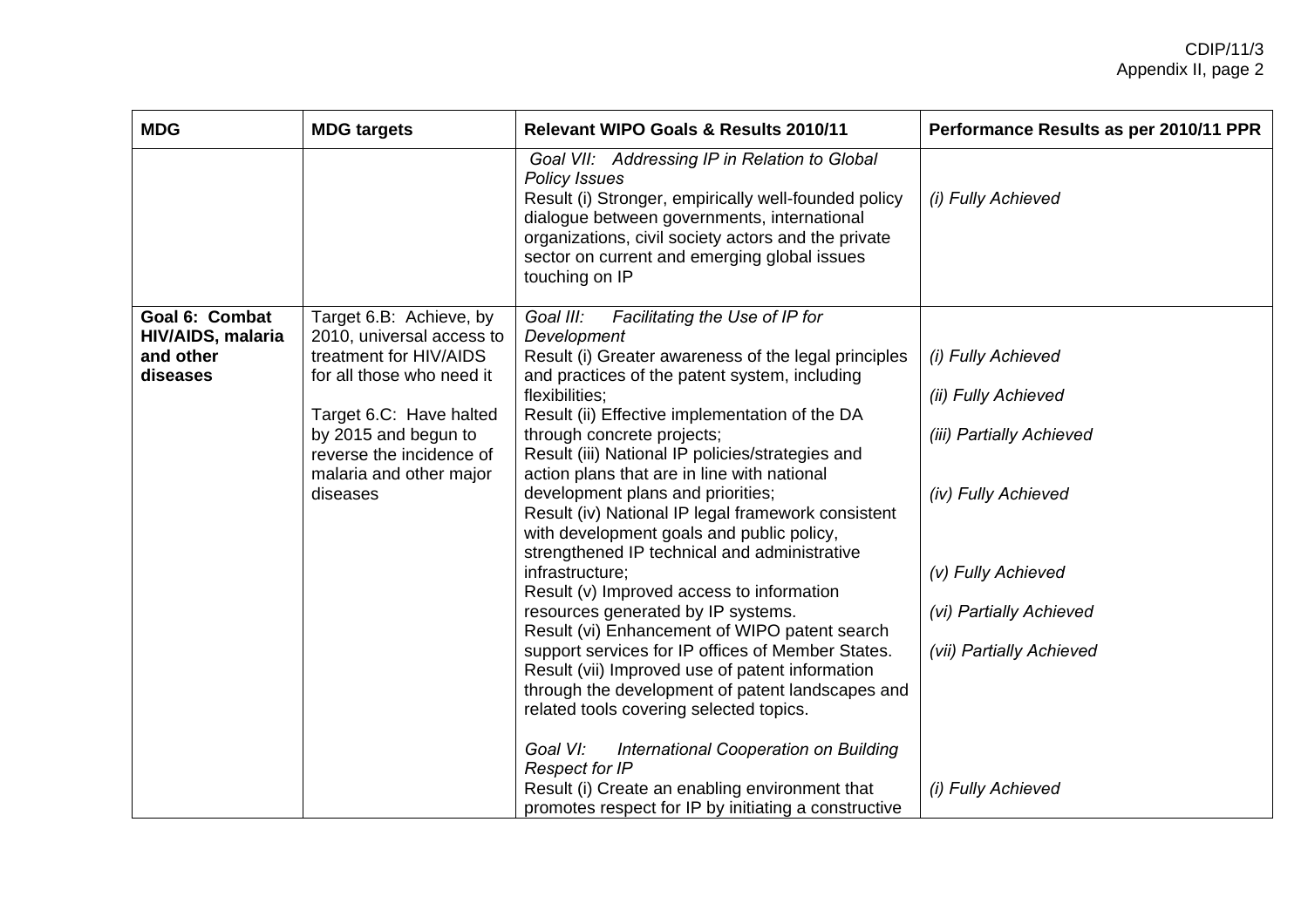| MDG | MDG targets | Relevant WIPO Goals & Results 2010/11 | Performance Results as per 2010/11 PPR |
|---|---|---|---|
| | | *Goal VII: Addressing IP in Relation to Global Policy Issues*<br>Result (i) Stronger, empirically well-founded policy dialogue between governments, international organizations, civil society actors and the private sector on current and emerging global issues touching on IP | *(i) Fully Achieved* |
| **Goal 6: Combat HIV/AIDS, malaria and other diseases** | Target 6.B: Achieve, by 2010, universal access to treatment for HIV/AIDS for all those who need it<br><br>Target 6.C: Have halted by 2015 and begun to reverse the incidence of malaria and other major diseases | *Goal III: Facilitating the Use of IP for Development*<br>Result (i) Greater awareness of the legal principles and practices of the patent system, including flexibilities;<br>Result (ii) Effective implementation of the DA through concrete projects;<br>Result (iii) National IP policies/strategies and action plans that are in line with national development plans and priorities;<br>Result (iv) National IP legal framework consistent with development goals and public policy, strengthened IP technical and administrative infrastructure;<br>Result (v) Improved access to information resources generated by IP systems.<br>Result (vi) Enhancement of WIPO patent search support services for IP offices of Member States.<br>Result (vii) Improved use of patent information through the development of patent landscapes and related tools covering selected topics.<br><br>*Goal VI: International Cooperation on Building Respect for IP*<br>Result (i) Create an enabling environment that promotes respect for IP by initiating a constructive | *(i) Fully Achieved*<br>*(ii) Fully Achieved*<br>*(iii) Partially Achieved*<br>*(iv) Fully Achieved*<br>*(v) Fully Achieved*<br>*(vi) Partially Achieved*<br>*(vii) Partially Achieved*<br><br>*(i) Fully Achieved* |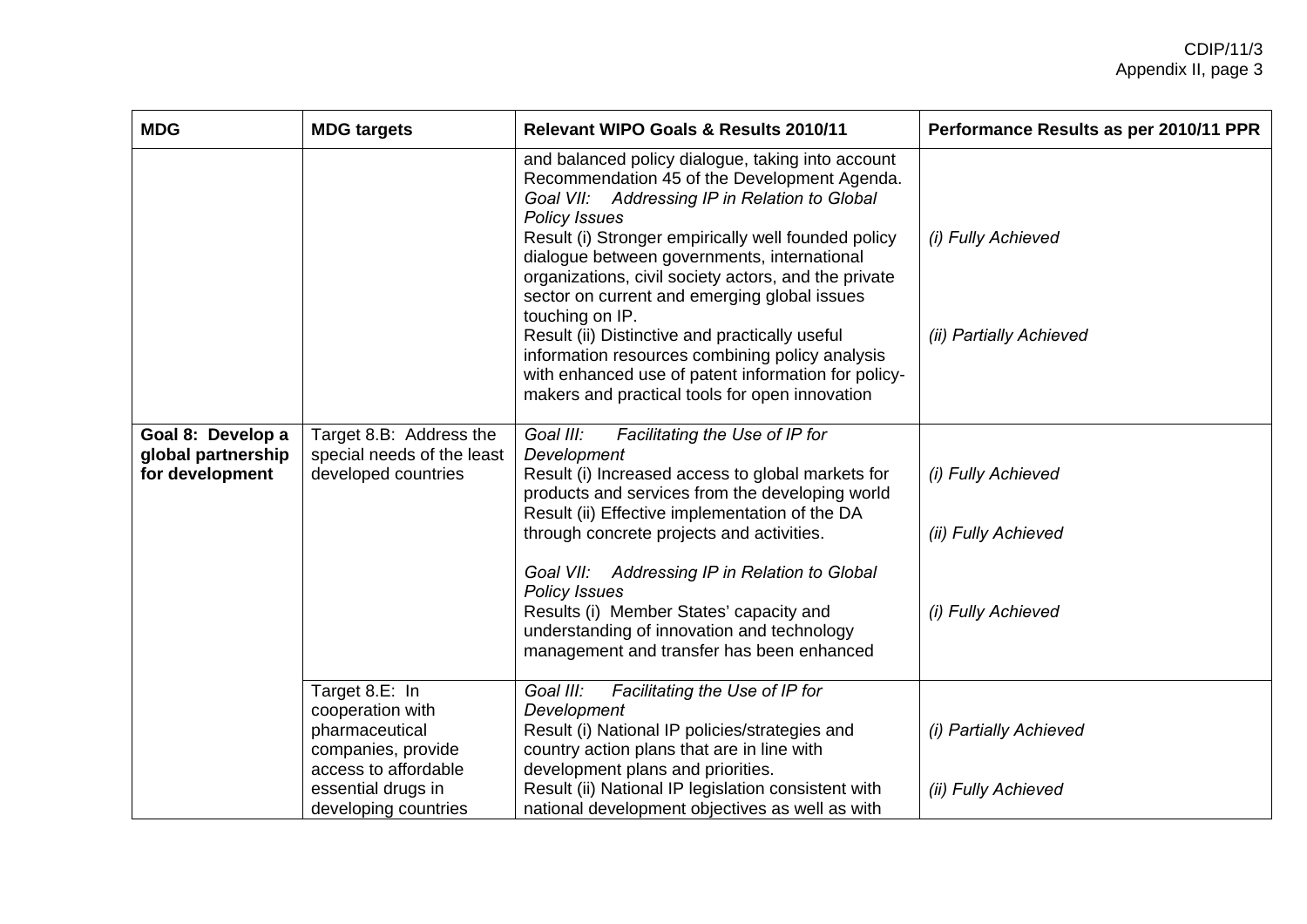| MDG | MDG targets | Relevant WIPO Goals & Results 2010/11 | Performance Results as per 2010/11 PPR |
|---|---|---|---|
| | | and balanced policy dialogue, taking into account Recommendation 45 of the Development Agenda.<br>*Goal VII: Addressing IP in Relation to Global Policy Issues*<br>Result (i) Stronger empirically well founded policy dialogue between governments, international organizations, civil society actors, and the private sector on current and emerging global issues touching on IP.<br>Result (ii) Distinctive and practically useful information resources combining policy analysis with enhanced use of patent information for policy-makers and practical tools for open innovation | *(i) Fully Achieved*<br><br>*(ii) Partially Achieved* |
| **Goal 8: Develop a global partnership for development** | Target 8.B: Address the special needs of the least developed countries | *Goal III: Facilitating the Use of IP for Development*<br>Result (i) Increased access to global markets for products and services from the developing world<br>Result (ii) Effective implementation of the DA through concrete projects and activities.<br><br>*Goal VII: Addressing IP in Relation to Global Policy Issues*<br>Results (i) Member States' capacity and understanding of innovation and technology management and transfer has been enhanced | *(i) Fully Achieved*<br><br>*(ii) Fully Achieved*<br><br>*(i) Fully Achieved* |
| | Target 8.E: In cooperation with pharmaceutical companies, provide access to affordable essential drugs in developing countries | *Goal III: Facilitating the Use of IP for Development*<br>Result (i) National IP policies/strategies and country action plans that are in line with development plans and priorities.<br>Result (ii) National IP legislation consistent with national development objectives as well as with | *(i) Partially Achieved*<br><br>*(ii) Fully Achieved* |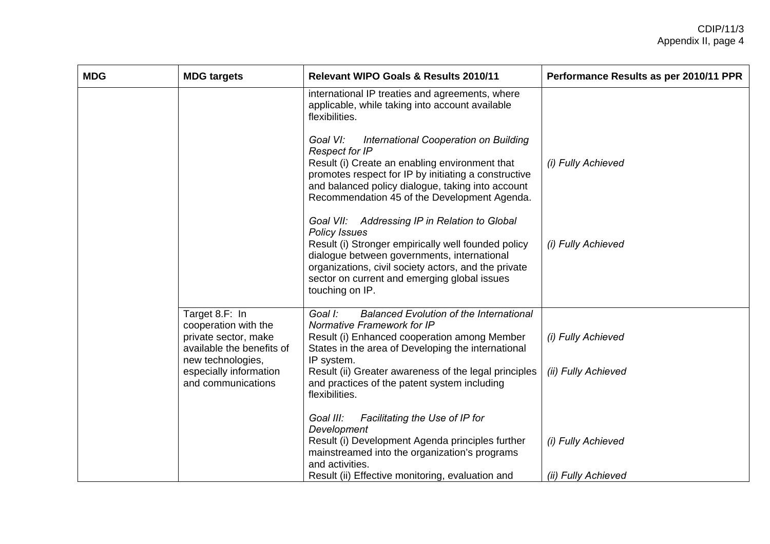| MDG | MDG targets | Relevant WIPO Goals & Results 2010/11 | Performance Results as per 2010/11 PPR |
|---|---|---|---|
| | | international IP treaties and agreements, where applicable, while taking into account available flexibilities. | |
| | | *Goal VI: International Cooperation on Building Respect for IP*<br>Result (i) Create an enabling environment that promotes respect for IP by initiating a constructive and balanced policy dialogue, taking into account Recommendation 45 of the Development Agenda. | *(i) Fully Achieved* |
| | | *Goal VII: Addressing IP in Relation to Global Policy Issues*<br>Result (i) Stronger empirically well founded policy dialogue between governments, international organizations, civil society actors, and the private sector on current and emerging global issues touching on IP. | *(i) Fully Achieved* |
| | Target 8.F: In cooperation with the private sector, make available the benefits of new technologies, especially information and communications | *Goal I: Balanced Evolution of the International Normative Framework for IP*<br>Result (i) Enhanced cooperation among Member States in the area of Developing the international IP system.<br>Result (ii) Greater awareness of the legal principles and practices of the patent system including flexibilities. | *(i) Fully Achieved*<br>*(ii) Fully Achieved* |
| | | *Goal III: Facilitating the Use of IP for Development*<br>Result (i) Development Agenda principles further mainstreamed into the organization's programs and activities.<br>Result (ii) Effective monitoring, evaluation and | *(i) Fully Achieved*<br>*(ii) Fully Achieved* |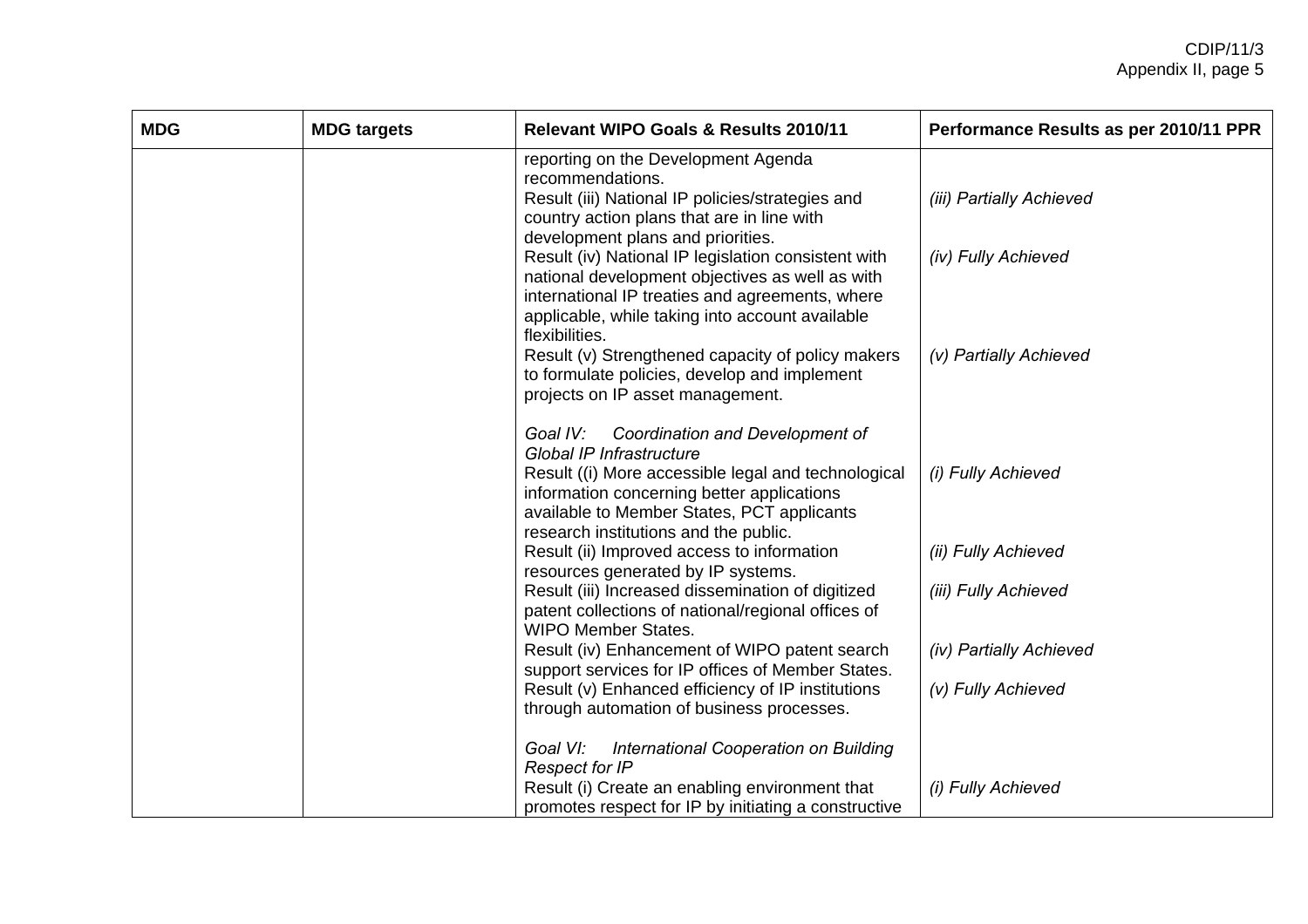| MDG | MDG targets | Relevant WIPO Goals & Results 2010/11 | Performance Results as per 2010/11 PPR |
|---|---|---|---|
| | | reporting on the Development Agenda recommendations.<br>Result (iii) National IP policies/strategies and country action plans that are in line with development plans and priorities.<br>Result (iv) National IP legislation consistent with national development objectives as well as with international IP treaties and agreements, where applicable, while taking into account available flexibilities.<br>Result (v) Strengthened capacity of policy makers to formulate policies, develop and implement projects on IP asset management.<br><br>*Goal IV: Coordination and Development of Global IP Infrastructure*<br>Result ((i) More accessible legal and technological information concerning better applications available to Member States, PCT applicants research institutions and the public.<br>Result (ii) Improved access to information resources generated by IP systems.<br>Result (iii) Increased dissemination of digitized patent collections of national/regional offices of WIPO Member States.<br>Result (iv) Enhancement of WIPO patent search support services for IP offices of Member States.<br>Result (v) Enhanced efficiency of IP institutions through automation of business processes.<br><br>*Goal VI: International Cooperation on Building Respect for IP*<br>Result (i) Create an enabling environment that promotes respect for IP by initiating a constructive | *(iii) Partially Achieved*<br><br>*(iv) Fully Achieved*<br><br>*(v) Partially Achieved*<br><br>*(i) Fully Achieved*<br><br>*(ii) Fully Achieved*<br><br>*(iii) Fully Achieved*<br><br>*(iv) Partially Achieved*<br><br>*(v) Fully Achieved*<br><br>*(i) Fully Achieved* |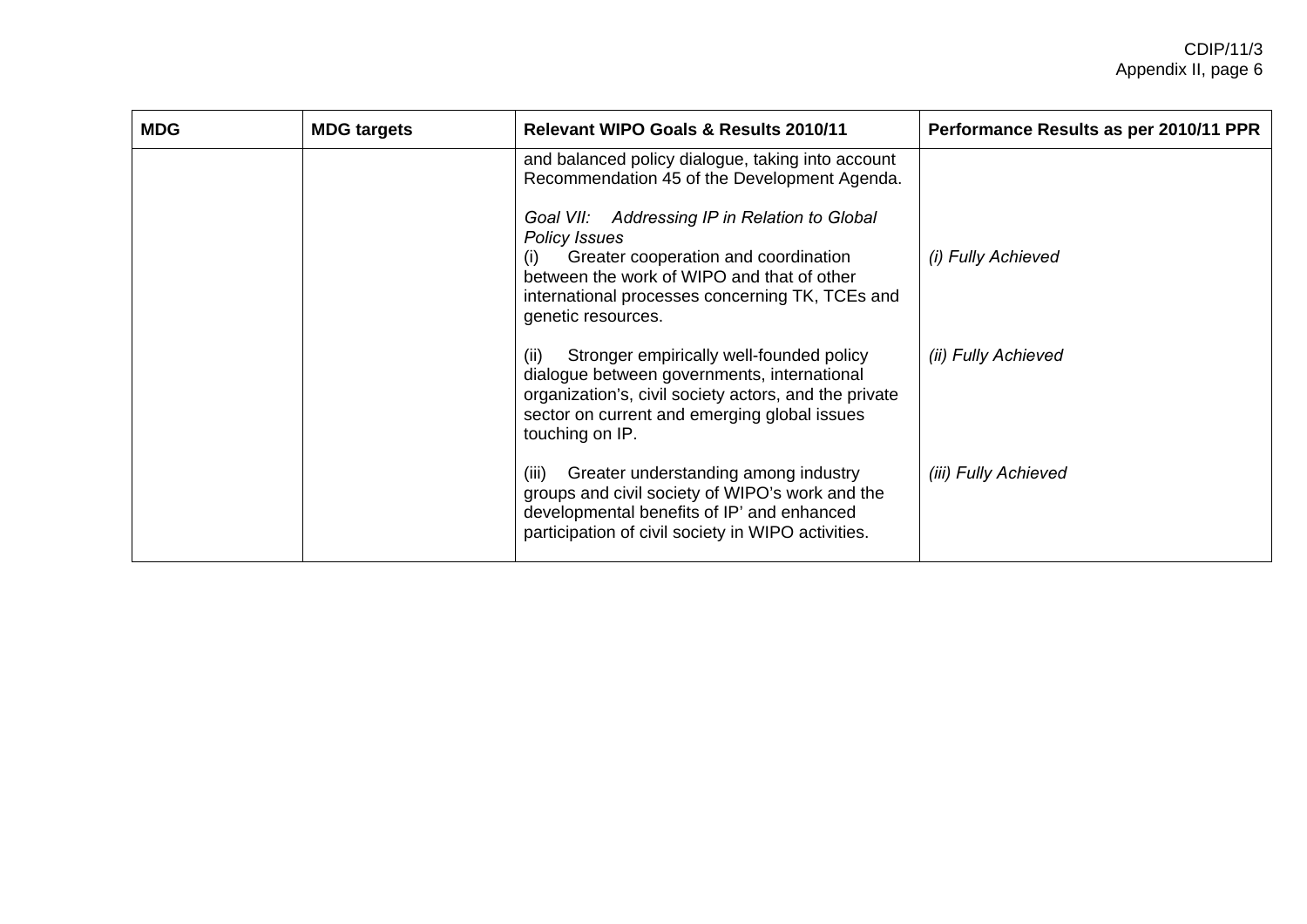| MDG | MDG targets | Relevant WIPO Goals & Results 2010/11 | Performance Results as per 2010/11 PPR |
|---|---|---|---|
| | | and balanced policy dialogue, taking into account Recommendation 45 of the Development Agenda.<br><br>*Goal VII: Addressing IP in Relation to Global Policy Issues*<br>(i) Greater cooperation and coordination between the work of WIPO and that of other international processes concerning TK, TCEs and genetic resources.<br><br>(ii) Stronger empirically well-founded policy dialogue between governments, international organization's, civil society actors, and the private sector on current and emerging global issues touching on IP.<br><br>(iii) Greater understanding among industry groups and civil society of WIPO's work and the developmental benefits of IP' and enhanced participation of civil society in WIPO activities. | *(i) Fully Achieved*<br><br>*(ii) Fully Achieved*<br><br>*(iii) Fully Achieved* |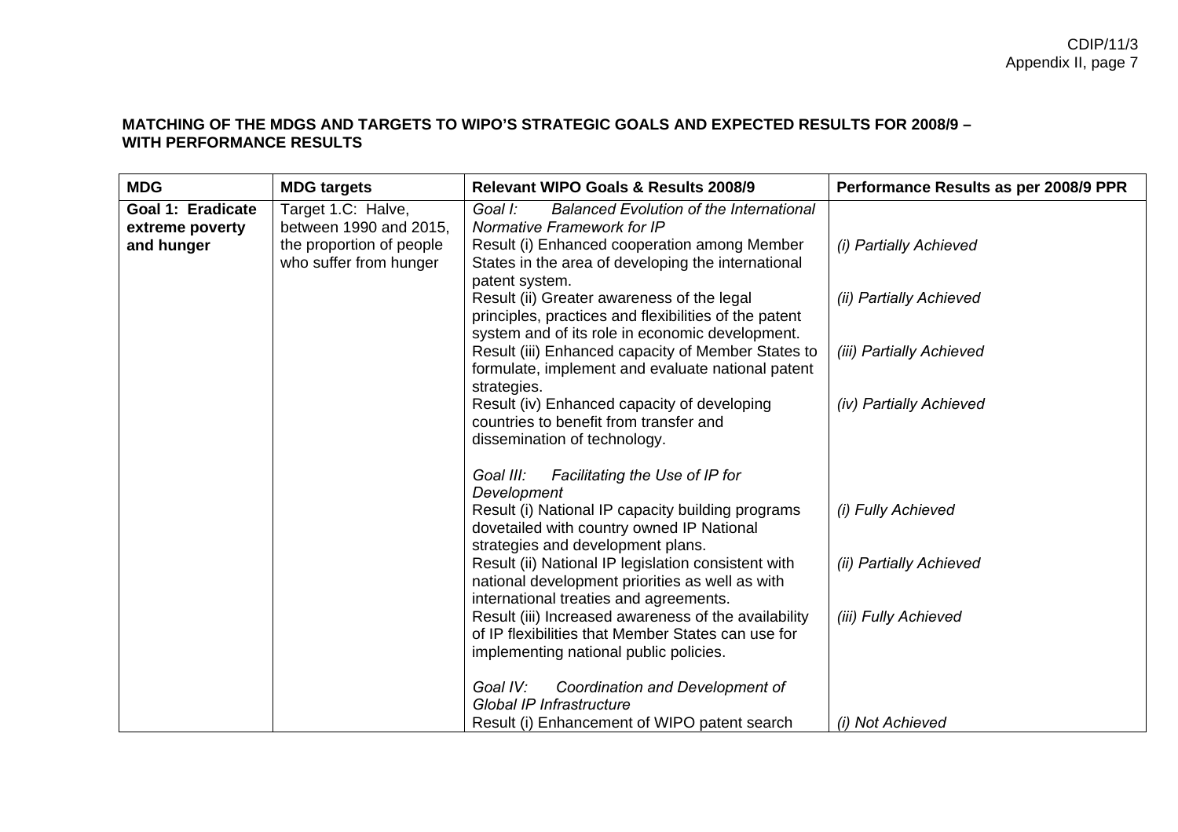**MATCHING OF THE MDGS AND TARGETS TO WIPO'S STRATEGIC GOALS AND EXPECTED RESULTS FOR 2008/9 – WITH PERFORMANCE RESULTS**

| MDG | MDG targets | Relevant WIPO Goals & Results 2008/9 | Performance Results as per 2008/9 PPR |
|---|---|---|---|
| **Goal 1: Eradicate extreme poverty and hunger** | Target 1.C: Halve, between 1990 and 2015, the proportion of people who suffer from hunger | *Goal I: Balanced Evolution of the International Normative Framework for IP* | |
| | | Result (i) Enhanced cooperation among Member States in the area of developing the international patent system. | *(i) Partially Achieved* |
| | | Result (ii) Greater awareness of the legal principles, practices and flexibilities of the patent system and of its role in economic development. | *(ii) Partially Achieved* |
| | | Result (iii) Enhanced capacity of Member States to formulate, implement and evaluate national patent strategies. | *(iii) Partially Achieved* |
| | | Result (iv) Enhanced capacity of developing countries to benefit from transfer and dissemination of technology. | *(iv) Partially Achieved* |
| | | *Goal III: Facilitating the Use of IP for Development* | |
| | | Result (i) National IP capacity building programs dovetailed with country owned IP National strategies and development plans. | *(i) Fully Achieved* |
| | | Result (ii) National IP legislation consistent with national development priorities as well as with international treaties and agreements. | *(ii) Partially Achieved* |
| | | Result (iii) Increased awareness of the availability of IP flexibilities that Member States can use for implementing national public policies. | *(iii) Fully Achieved* |
| | | *Goal IV: Coordination and Development of Global IP Infrastructure* | |
| | | Result (i) Enhancement of WIPO patent search | *(i) Not Achieved* |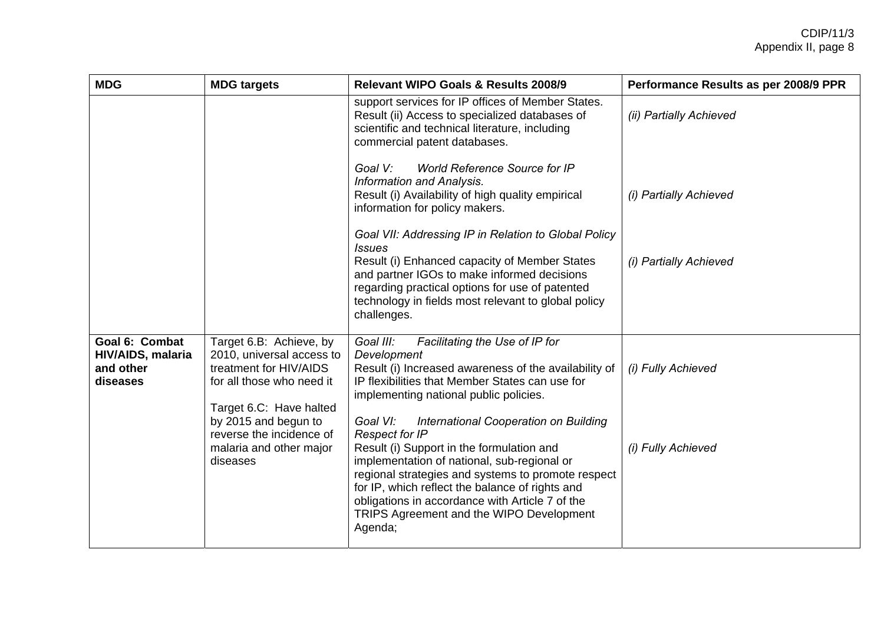| MDG | MDG targets | Relevant WIPO Goals & Results 2008/9 | Performance Results as per 2008/9 PPR |
|---|---|---|---|
| | | support services for IP offices of Member States.<br>Result (ii) Access to specialized databases of scientific and technical literature, including commercial patent databases.<br><br>*Goal V: World Reference Source for IP Information and Analysis.*<br>Result (i) Availability of high quality empirical information for policy makers.<br><br>*Goal VII: Addressing IP in Relation to Global Policy Issues*<br>Result (i) Enhanced capacity of Member States and partner IGOs to make informed decisions regarding practical options for use of patented technology in fields most relevant to global policy challenges. | *(ii) Partially Achieved*<br><br><br>*(i) Partially Achieved*<br><br><br>*(i) Partially Achieved* |
| **Goal 6: Combat HIV/AIDS, malaria and other diseases** | Target 6.B: Achieve, by 2010, universal access to treatment for HIV/AIDS for all those who need it<br><br>Target 6.C: Have halted by 2015 and begun to reverse the incidence of malaria and other major diseases | *Goal III: Facilitating the Use of IP for Development*<br>Result (i) Increased awareness of the availability of IP flexibilities that Member States can use for implementing national public policies.<br><br>*Goal VI: International Cooperation on Building Respect for IP*<br>Result (i) Support in the formulation and implementation of national, sub-regional or regional strategies and systems to promote respect for IP, which reflect the balance of rights and obligations in accordance with Article 7 of the TRIPS Agreement and the WIPO Development Agenda; | *(i) Fully Achieved*<br><br><br>*(i) Fully Achieved* |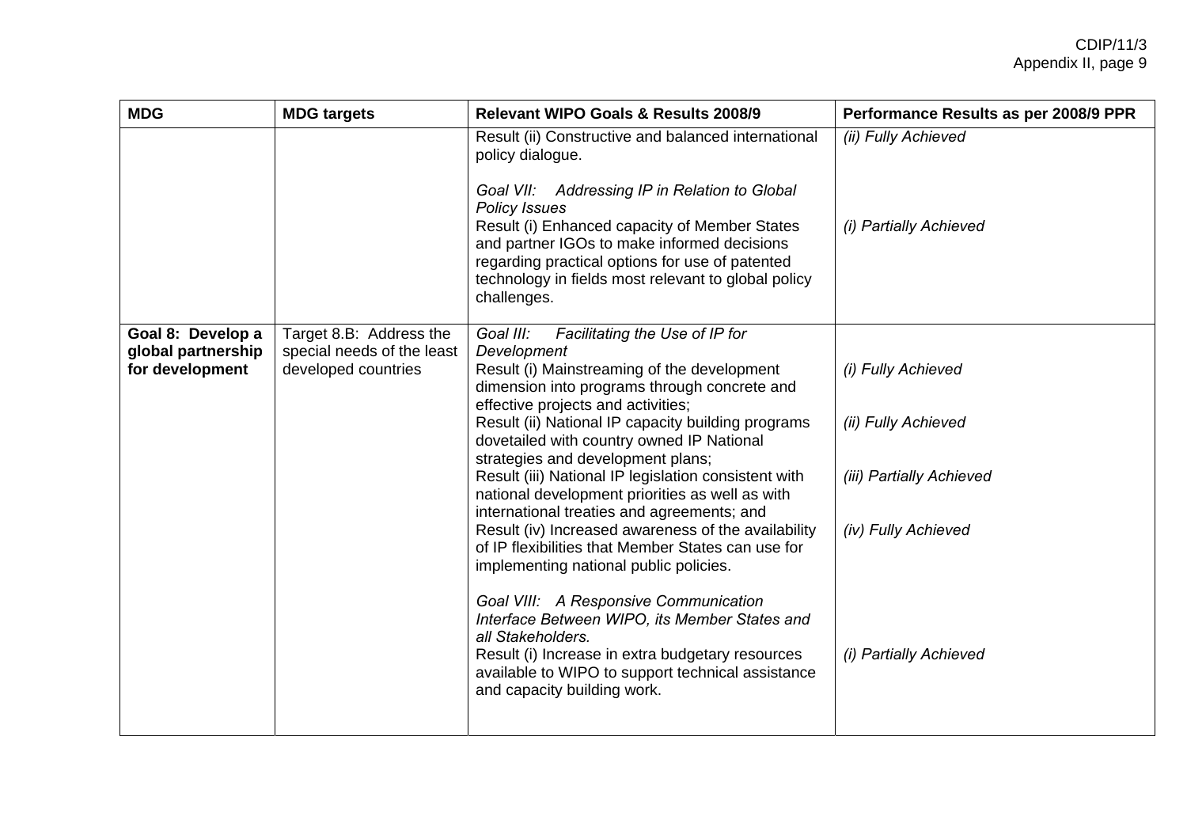| MDG | MDG targets | Relevant WIPO Goals & Results 2008/9 | Performance Results as per 2008/9 PPR |
|---|---|---|---|
| | | Result (ii) Constructive and balanced international policy dialogue.<br><br>*Goal VII: Addressing IP in Relation to Global Policy Issues*<br>Result (i) Enhanced capacity of Member States and partner IGOs to make informed decisions regarding practical options for use of patented technology in fields most relevant to global policy challenges. | *(ii) Fully Achieved*<br><br><br>*(i) Partially Achieved* |
| **Goal 8: Develop a global partnership for development** | Target 8.B: Address the special needs of the least developed countries | *Goal III: Facilitating the Use of IP for Development*<br>Result (i) Mainstreaming of the development dimension into programs through concrete and effective projects and activities;<br>Result (ii) National IP capacity building programs dovetailed with country owned IP National strategies and development plans;<br>Result (iii) National IP legislation consistent with national development priorities as well as with international treaties and agreements; and<br>Result (iv) Increased awareness of the availability of IP flexibilities that Member States can use for implementing national public policies.<br><br>*Goal VIII: A Responsive Communication Interface Between WIPO, its Member States and all Stakeholders.*<br>Result (i) Increase in extra budgetary resources available to WIPO to support technical assistance and capacity building work. | *(i) Fully Achieved*<br><br>*(ii) Fully Achieved*<br><br>*(iii) Partially Achieved*<br><br>*(iv) Fully Achieved*<br><br><br>*(i) Partially Achieved* |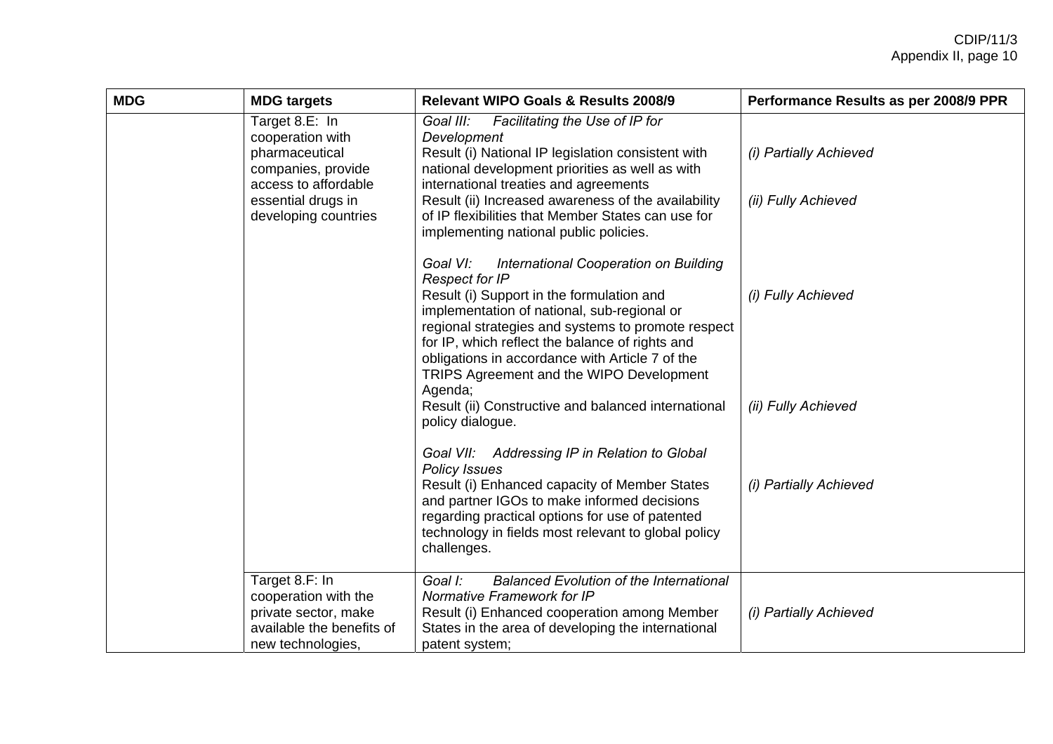| MDG | MDG targets | Relevant WIPO Goals & Results 2008/9 | Performance Results as per 2008/9 PPR |
|---|---|---|---|
| | Target 8.E: In cooperation with pharmaceutical companies, provide access to affordable essential drugs in developing countries | *Goal III: Facilitating the Use of IP for Development*<br>Result (i) National IP legislation consistent with national development priorities as well as with international treaties and agreements<br>Result (ii) Increased awareness of the availability of IP flexibilities that Member States can use for implementing national public policies.<br><br>*Goal VI: International Cooperation on Building Respect for IP*<br>Result (i) Support in the formulation and implementation of national, sub-regional or regional strategies and systems to promote respect for IP, which reflect the balance of rights and obligations in accordance with Article 7 of the TRIPS Agreement and the WIPO Development Agenda;<br>Result (ii) Constructive and balanced international policy dialogue.<br><br>*Goal VII: Addressing IP in Relation to Global Policy Issues*<br>Result (i) Enhanced capacity of Member States and partner IGOs to make informed decisions regarding practical options for use of patented technology in fields most relevant to global policy challenges. | *(i) Partially Achieved*<br><br>*(ii) Fully Achieved*<br><br><br>*(i) Fully Achieved*<br><br><br>*(ii) Fully Achieved*<br><br><br>*(i) Partially Achieved* |
| | Target 8.F: In cooperation with the private sector, make available the benefits of new technologies, | *Goal I: Balanced Evolution of the International Normative Framework for IP*<br>Result (i) Enhanced cooperation among Member States in the area of developing the international patent system; | *(i) Partially Achieved* |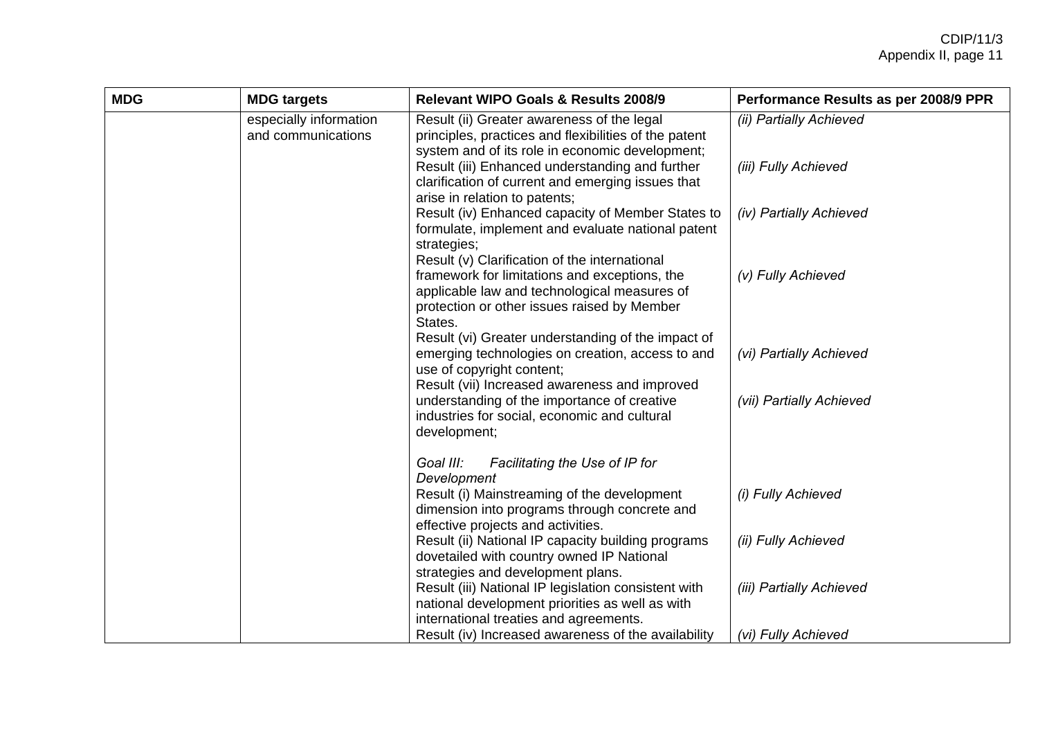| MDG | MDG targets | Relevant WIPO Goals & Results 2008/9 | Performance Results as per 2008/9 PPR |
|---|---|---|---|
| | especially information and communications | Result (ii) Greater awareness of the legal principles, practices and flexibilities of the patent system and of its role in economic development;<br>Result (iii) Enhanced understanding and further clarification of current and emerging issues that arise in relation to patents;<br>Result (iv) Enhanced capacity of Member States to formulate, implement and evaluate national patent strategies;<br>Result (v) Clarification of the international framework for limitations and exceptions, the applicable law and technological measures of protection or other issues raised by Member States.<br>Result (vi) Greater understanding of the impact of emerging technologies on creation, access to and use of copyright content;<br>Result (vii) Increased awareness and improved understanding of the importance of creative industries for social, economic and cultural development;<br><br>*Goal III: Facilitating the Use of IP for Development*<br>Result (i) Mainstreaming of the development dimension into programs through concrete and effective projects and activities.<br>Result (ii) National IP capacity building programs dovetailed with country owned IP National strategies and development plans.<br>Result (iii) National IP legislation consistent with national development priorities as well as with international treaties and agreements.<br>Result (iv) Increased awareness of the availability | *(ii) Partially Achieved*<br><br>*(iii) Fully Achieved*<br><br>*(iv) Partially Achieved*<br><br>*(v) Fully Achieved*<br><br>*(vi) Partially Achieved*<br><br>*(vii) Partially Achieved*<br><br>*(i) Fully Achieved*<br><br>*(ii) Fully Achieved*<br><br>*(iii) Partially Achieved*<br><br>*(vi) Fully Achieved* |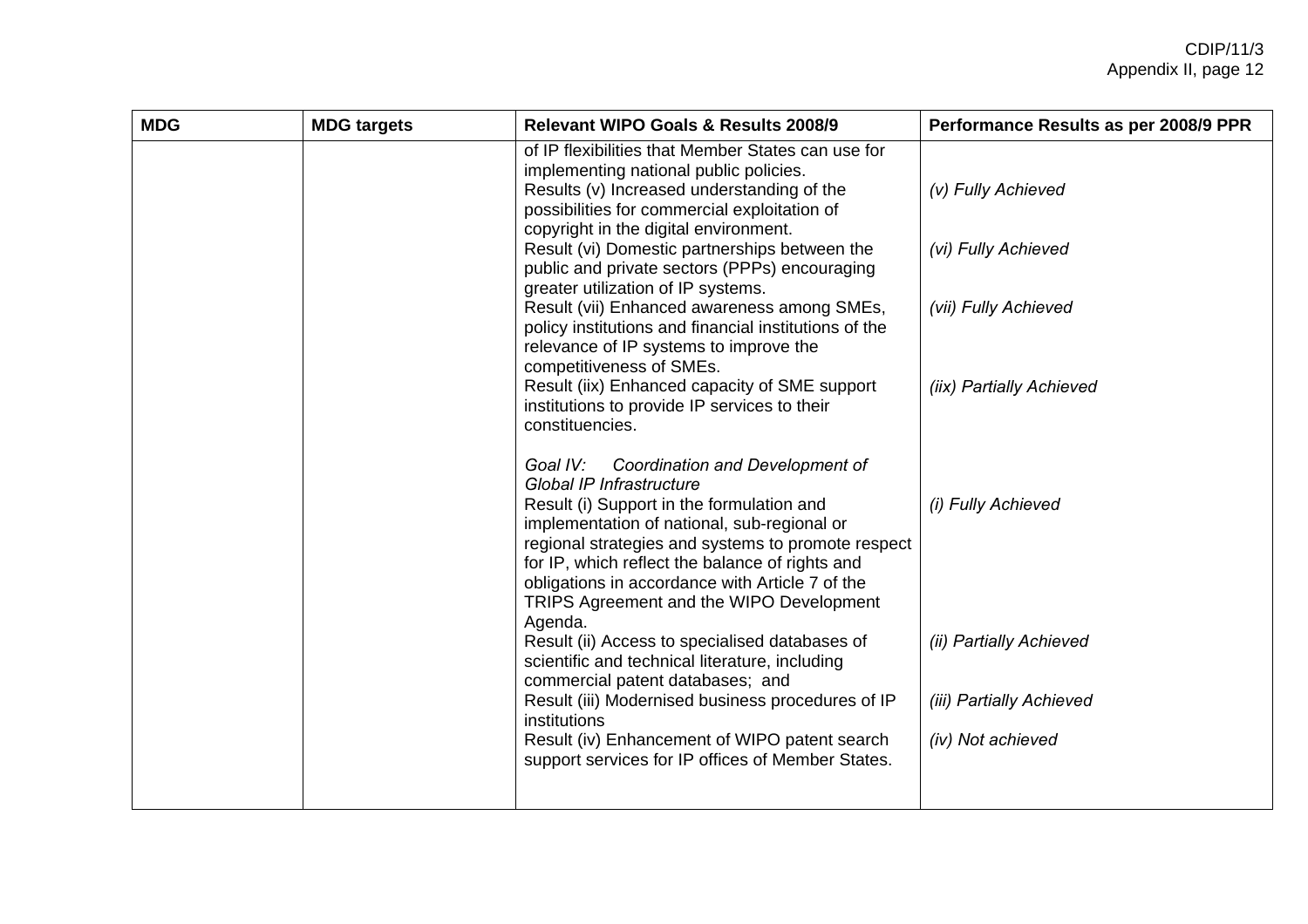| MDG | MDG targets | Relevant WIPO Goals & Results 2008/9 | Performance Results as per 2008/9 PPR |
|---|---|---|---|
| | | of IP flexibilities that Member States can use for implementing national public policies.<br>Results (v) Increased understanding of the possibilities for commercial exploitation of copyright in the digital environment.<br>Result (vi) Domestic partnerships between the public and private sectors (PPPs) encouraging greater utilization of IP systems.<br>Result (vii) Enhanced awareness among SMEs, policy institutions and financial institutions of the relevance of IP systems to improve the competitiveness of SMEs.<br>Result (iix) Enhanced capacity of SME support institutions to provide IP services to their constituencies.<br><br>*Goal IV: Coordination and Development of Global IP Infrastructure*<br>Result (i) Support in the formulation and implementation of national, sub-regional or regional strategies and systems to promote respect for IP, which reflect the balance of rights and obligations in accordance with Article 7 of the TRIPS Agreement and the WIPO Development Agenda.<br>Result (ii) Access to specialised databases of scientific and technical literature, including commercial patent databases; and<br>Result (iii) Modernised business procedures of IP institutions<br>Result (iv) Enhancement of WIPO patent search support services for IP offices of Member States. | *(v) Fully Achieved*<br><br>*(vi) Fully Achieved*<br><br>*(vii) Fully Achieved*<br><br>*(iix) Partially Achieved*<br><br>*(i) Fully Achieved*<br><br>*(ii) Partially Achieved*<br><br>*(iii) Partially Achieved*<br><br>*(iv) Not achieved* |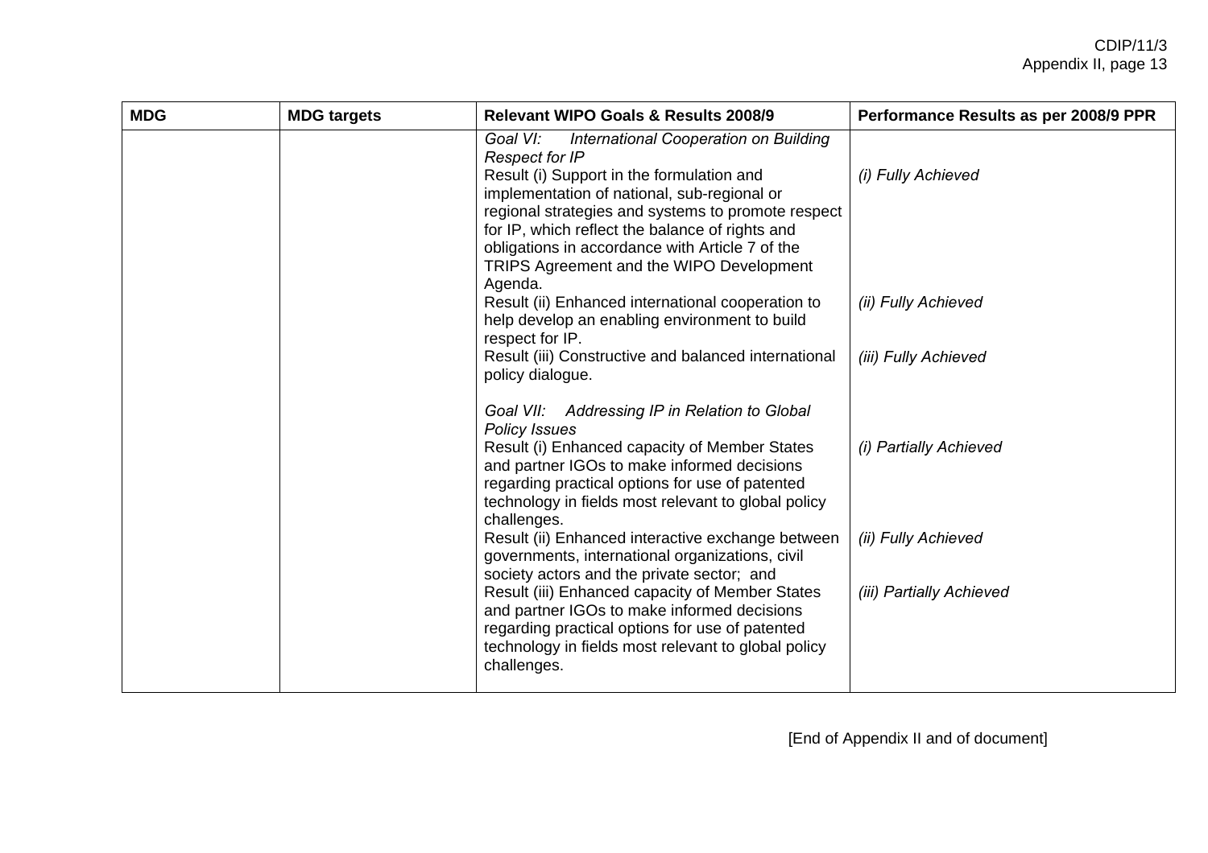| MDG | MDG targets | Relevant WIPO Goals & Results 2008/9 | Performance Results as per 2008/9 PPR |
|---|---|---|---|
| | | *Goal VI: International Cooperation on Building Respect for IP*<br>Result (i) Support in the formulation and implementation of national, sub-regional or regional strategies and systems to promote respect for IP, which reflect the balance of rights and obligations in accordance with Article 7 of the TRIPS Agreement and the WIPO Development Agenda.<br>Result (ii) Enhanced international cooperation to help develop an enabling environment to build respect for IP.<br>Result (iii) Constructive and balanced international policy dialogue.<br><br>*Goal VII: Addressing IP in Relation to Global Policy Issues*<br>Result (i) Enhanced capacity of Member States and partner IGOs to make informed decisions regarding practical options for use of patented technology in fields most relevant to global policy challenges.<br>Result (ii) Enhanced interactive exchange between governments, international organizations, civil society actors and the private sector; and<br>Result (iii) Enhanced capacity of Member States and partner IGOs to make informed decisions regarding practical options for use of patented technology in fields most relevant to global policy challenges. | *(i) Fully Achieved*<br><br>*(ii) Fully Achieved*<br><br>*(iii) Fully Achieved*<br><br>*(i) Partially Achieved*<br><br>*(ii) Fully Achieved*<br><br>*(iii) Partially Achieved* |

[End of Appendix II and of document]